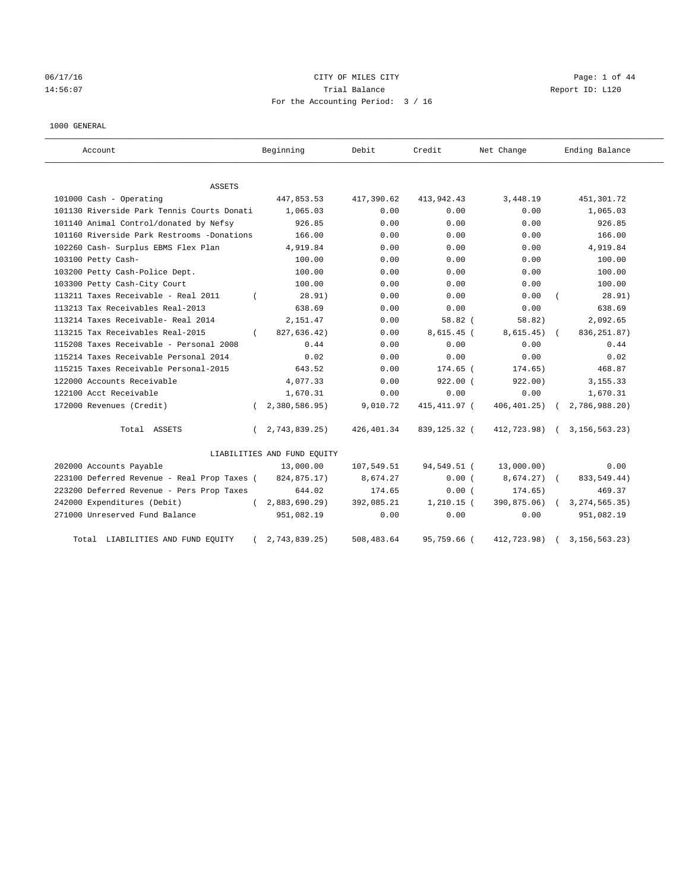CITY OF MILES CITY

Trial Balance

For the Accounting Period: 3 / 16

1000 GENERAL

| Account | Beginning | Debit | Credit | Net Change | Ending Balance |
|---|---|---|---|---|---|
| ASSETS | | | | | |
| 101000 Cash - Operating | 447,853.53 | 417,390.62 | 413,942.43 | 3,448.19 | 451,301.72 |
| 101130 Riverside Park Tennis Courts Donati | 1,065.03 | 0.00 | 0.00 | 0.00 | 1,065.03 |
| 101140 Animal Control/donated by Nefsy | 926.85 | 0.00 | 0.00 | 0.00 | 926.85 |
| 101160 Riverside Park Restrooms -Donations | 166.00 | 0.00 | 0.00 | 0.00 | 166.00 |
| 102260 Cash- Surplus EBMS Flex Plan | 4,919.84 | 0.00 | 0.00 | 0.00 | 4,919.84 |
| 103100 Petty Cash- | 100.00 | 0.00 | 0.00 | 0.00 | 100.00 |
| 103200 Petty Cash-Police Dept. | 100.00 | 0.00 | 0.00 | 0.00 | 100.00 |
| 103300 Petty Cash-City Court | 100.00 | 0.00 | 0.00 | 0.00 | 100.00 |
| 113211 Taxes Receivable - Real 2011 | ( 28.91) | 0.00 | 0.00 | 0.00 | ( 28.91) |
| 113213 Tax Receivables Real-2013 | 638.69 | 0.00 | 0.00 | 0.00 | 638.69 |
| 113214 Taxes Receivable- Real 2014 | 2,151.47 | 0.00 | 58.82 | ( 58.82) | 2,092.65 |
| 113215 Tax Receivables Real-2015 | ( 827,636.42) | 0.00 | 8,615.45 | ( 8,615.45) | ( 836,251.87) |
| 115208 Taxes Receivable - Personal 2008 | 0.44 | 0.00 | 0.00 | 0.00 | 0.44 |
| 115214 Taxes Receivable Personal 2014 | 0.02 | 0.00 | 0.00 | 0.00 | 0.02 |
| 115215 Taxes Receivable Personal-2015 | 643.52 | 0.00 | 174.65 | ( 174.65) | 468.87 |
| 122000 Accounts Receivable | 4,077.33 | 0.00 | 922.00 | ( 922.00) | 3,155.33 |
| 122100 Acct Receivable | 1,670.31 | 0.00 | 0.00 | 0.00 | 1,670.31 |
| 172000 Revenues (Credit) | ( 2,380,586.95) | 9,010.72 | 415,411.97 | ( 406,401.25) | ( 2,786,988.20) |
| Total ASSETS | ( 2,743,839.25) | 426,401.34 | 839,125.32 | ( 412,723.98) | ( 3,156,563.23) |
| LIABILITIES AND FUND EQUITY | | | | | |
| 202000 Accounts Payable | 13,000.00 | 107,549.51 | 94,549.51 | ( 13,000.00) | 0.00 |
| 223100 Deferred Revenue - Real Prop Taxes | ( 824,875.17) | 8,674.27 | 0.00 | ( 8,674.27) | ( 833,549.44) |
| 223200 Deferred Revenue - Pers Prop Taxes | 644.02 | 174.65 | 0.00 | ( 174.65) | 469.37 |
| 242000 Expenditures (Debit) | ( 2,883,690.29) | 392,085.21 | 1,210.15 | ( 390,875.06) | ( 3,274,565.35) |
| 271000 Unreserved Fund Balance | 951,082.19 | 0.00 | 0.00 | 0.00 | 951,082.19 |
| Total LIABILITIES AND FUND EQUITY | ( 2,743,839.25) | 508,483.64 | 95,759.66 | ( 412,723.98) | ( 3,156,563.23) |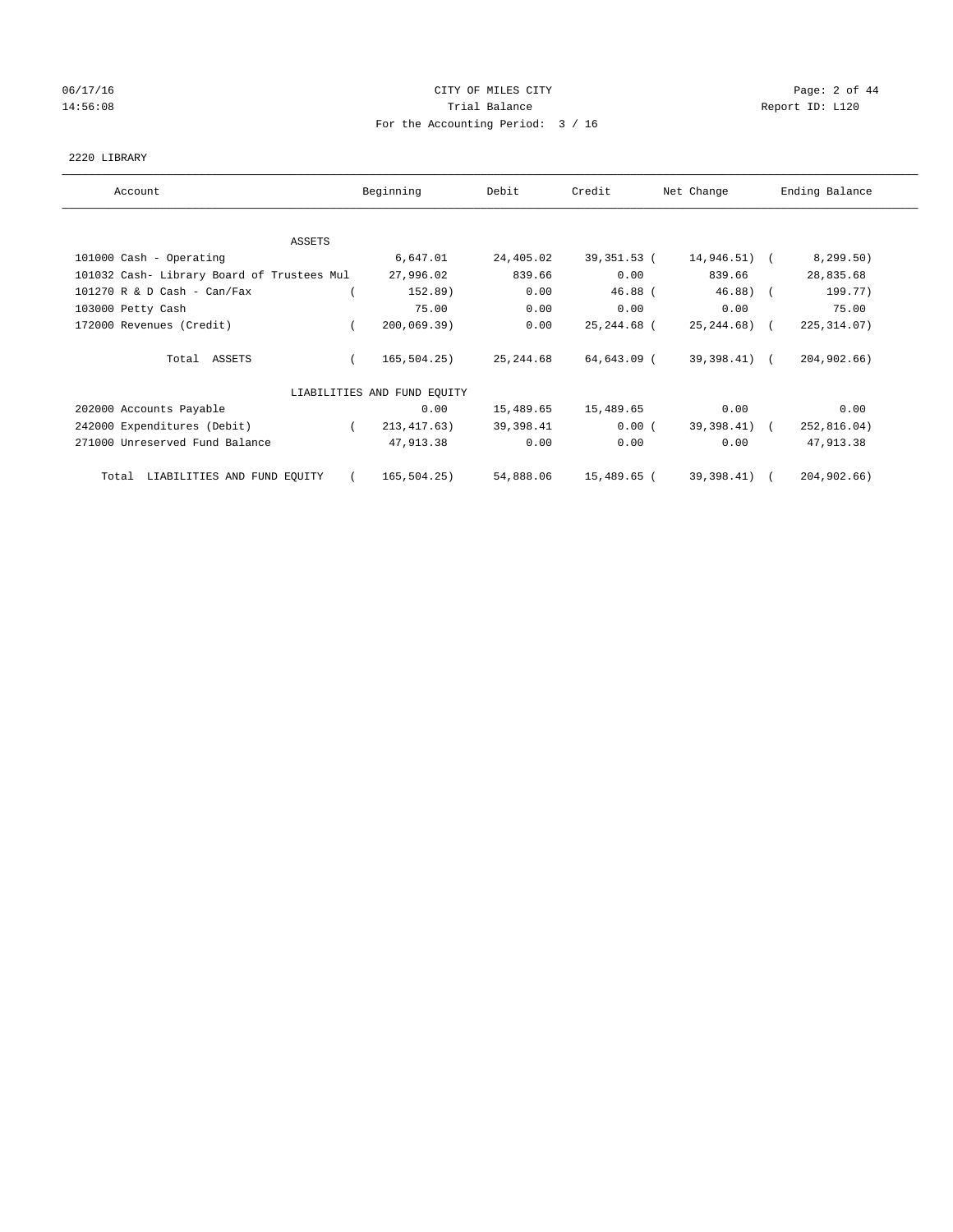CITY OF MILES CITY
Trial Balance
For the Accounting Period: 3 / 16

06/17/16
14:56:08

Report ID: L120

2220 LIBRARY

| Account | Beginning | Debit | Credit | Net Change | Ending Balance |
|---|---|---|---|---|---|
| ASSETS | | | | | |
| 101000 Cash - Operating | 6,647.01 | 24,405.02 | 39,351.53 | ( 14,946.51) | ( 8,299.50) |
| 101032 Cash- Library Board of Trustees Mul | 27,996.02 | 839.66 | 0.00 | 839.66 | 28,835.68 |
| 101270 R & D Cash - Can/Fax | ( 152.89) | 0.00 | 46.88 | ( 46.88) | ( 199.77) |
| 103000 Petty Cash | 75.00 | 0.00 | 0.00 | 0.00 | 75.00 |
| 172000 Revenues (Credit) | ( 200,069.39) | 0.00 | 25,244.68 | ( 25,244.68) | ( 225,314.07) |
| Total ASSETS | ( 165,504.25) | 25,244.68 | 64,643.09 | ( 39,398.41) | ( 204,902.66) |
| LIABILITIES AND FUND EQUITY | | | | | |
| 202000 Accounts Payable | 0.00 | 15,489.65 | 15,489.65 | 0.00 | 0.00 |
| 242000 Expenditures (Debit) | ( 213,417.63) | 39,398.41 | 0.00 | ( 39,398.41) | ( 252,816.04) |
| 271000 Unreserved Fund Balance | 47,913.38 | 0.00 | 0.00 | 0.00 | 47,913.38 |
| Total LIABILITIES AND FUND EQUITY | ( 165,504.25) | 54,888.06 | 15,489.65 | ( 39,398.41) | ( 204,902.66) |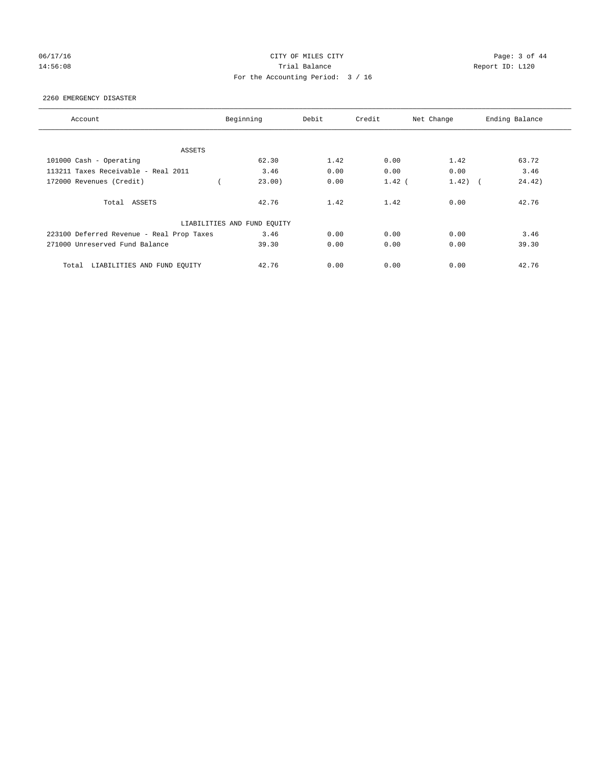CITY OF MILES CITY

Trial Balance

For the Accounting Period: 3 / 16

06/17/16
14:56:08

Report ID: L120

2260 EMERGENCY DISASTER

| Account | Beginning | Debit | Credit | Net Change | Ending Balance |
|---|---|---|---|---|---|
| ASSETS | | | | | |
| 101000 Cash - Operating | 62.30 | 1.42 | 0.00 | 1.42 | 63.72 |
| 113211 Taxes Receivable - Real 2011 | 3.46 | 0.00 | 0.00 | 0.00 | 3.46 |
| 172000 Revenues (Credit) | ( 23.00) | 0.00 | 1.42 | ( 1.42) | ( 24.42) |
| Total ASSETS | 42.76 | 1.42 | 1.42 | 0.00 | 42.76 |
| LIABILITIES AND FUND EQUITY | | | | | |
| 223100 Deferred Revenue - Real Prop Taxes | 3.46 | 0.00 | 0.00 | 0.00 | 3.46 |
| 271000 Unreserved Fund Balance | 39.30 | 0.00 | 0.00 | 0.00 | 39.30 |
| Total LIABILITIES AND FUND EQUITY | 42.76 | 0.00 | 0.00 | 0.00 | 42.76 |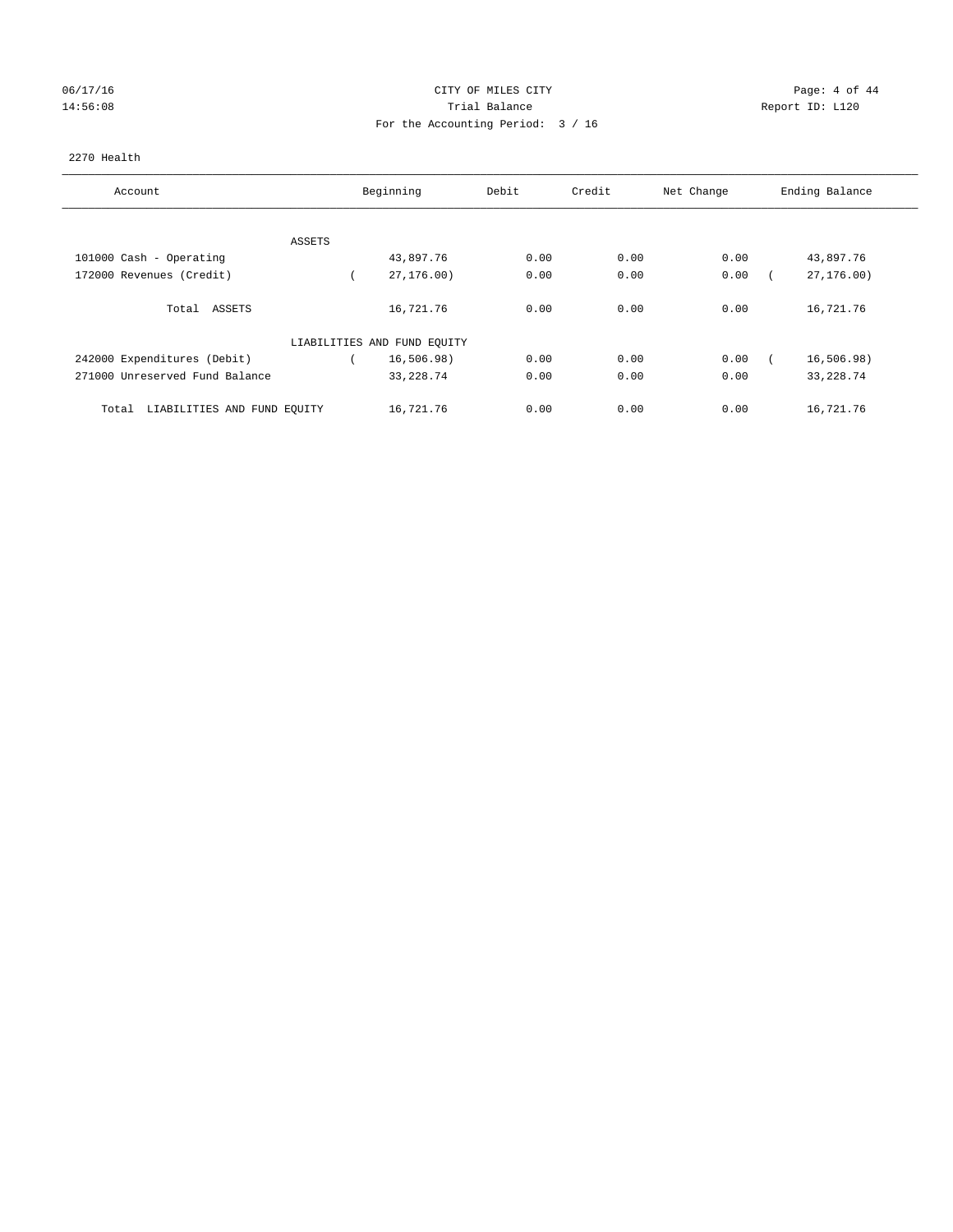CITY OF MILES CITY
Trial Balance
For the Accounting Period: 3 / 16

06/17/16
14:56:08

Report ID: L120

2270 Health

| Account | Beginning | Debit | Credit | Net Change | Ending Balance |
|---|---|---|---|---|---|
| ASSETS | | | | | |
| 101000 Cash - Operating | 43,897.76 | 0.00 | 0.00 | 0.00 | 43,897.76 |
| 172000 Revenues (Credit) | ( 27,176.00) | 0.00 | 0.00 | 0.00 | ( 27,176.00) |
| Total ASSETS | 16,721.76 | 0.00 | 0.00 | 0.00 | 16,721.76 |
| LIABILITIES AND FUND EQUITY | | | | | |
| 242000 Expenditures (Debit) | ( 16,506.98) | 0.00 | 0.00 | 0.00 | ( 16,506.98) |
| 271000 Unreserved Fund Balance | 33,228.74 | 0.00 | 0.00 | 0.00 | 33,228.74 |
| Total LIABILITIES AND FUND EQUITY | 16,721.76 | 0.00 | 0.00 | 0.00 | 16,721.76 |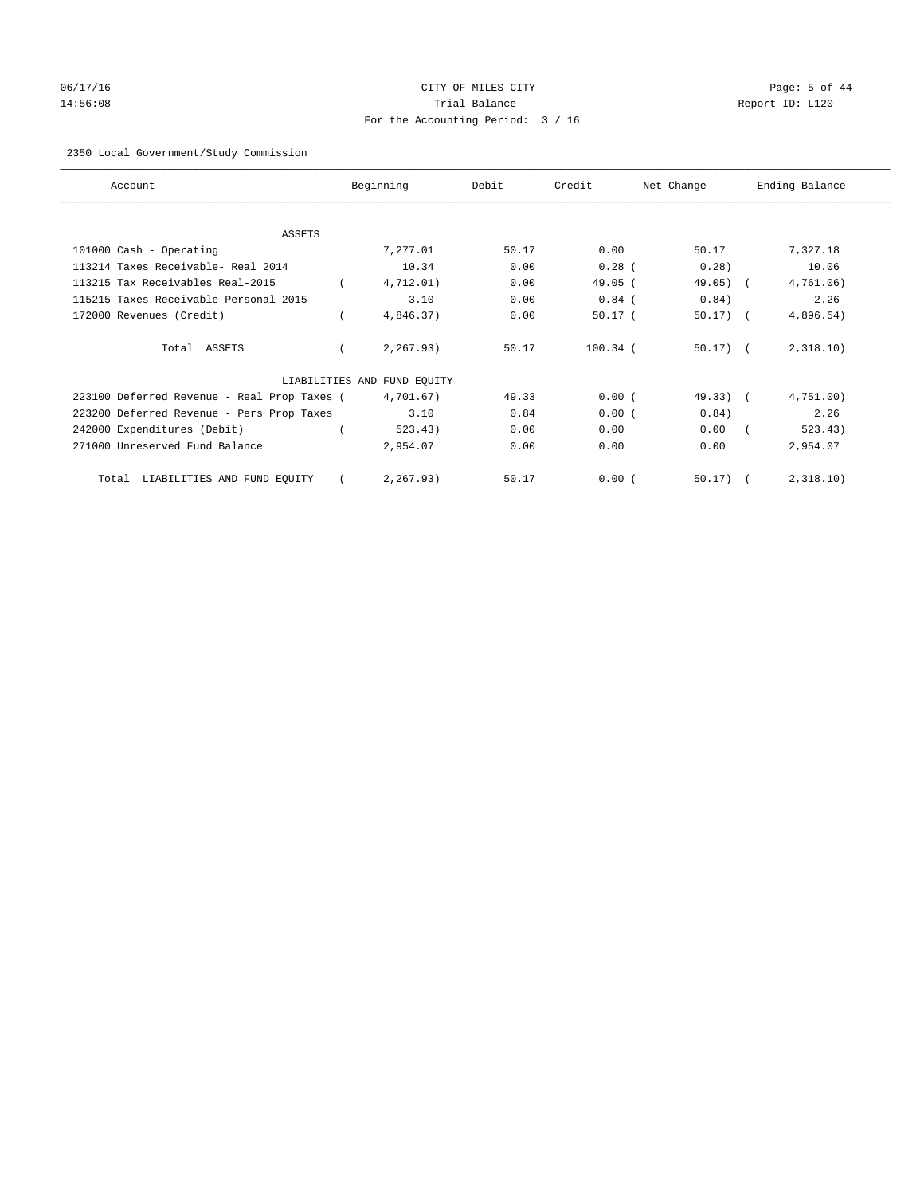CITY OF MILES CITY

Trial Balance

For the Accounting Period: 3 / 16

2350 Local Government/Study Commission

| Account | Beginning | Debit | Credit | Net Change | Ending Balance |
|---|---|---|---|---|---|
| ASSETS | | | | | |
| 101000 Cash - Operating | 7,277.01 | 50.17 | 0.00 | 50.17 | 7,327.18 |
| 113214 Taxes Receivable- Real 2014 | 10.34 | 0.00 | 0.28 | ( 0.28) | 10.06 |
| 113215 Tax Receivables Real-2015 | ( 4,712.01) | 0.00 | 49.05 | ( 49.05) | ( 4,761.06) |
| 115215 Taxes Receivable Personal-2015 | 3.10 | 0.00 | 0.84 | ( 0.84) | 2.26 |
| 172000 Revenues (Credit) | ( 4,846.37) | 0.00 | 50.17 | ( 50.17) | ( 4,896.54) |
| Total ASSETS | ( 2,267.93) | 50.17 | 100.34 | ( 50.17) | ( 2,318.10) |
| LIABILITIES AND FUND EQUITY | | | | | |
| 223100 Deferred Revenue - Real Prop Taxes | ( 4,701.67) | 49.33 | 0.00 | ( 49.33) | ( 4,751.00) |
| 223200 Deferred Revenue - Pers Prop Taxes | 3.10 | 0.84 | 0.00 | ( 0.84) | 2.26 |
| 242000 Expenditures (Debit) | ( 523.43) | 0.00 | 0.00 | 0.00 | ( 523.43) |
| 271000 Unreserved Fund Balance | 2,954.07 | 0.00 | 0.00 | 0.00 | 2,954.07 |
| Total LIABILITIES AND FUND EQUITY | ( 2,267.93) | 50.17 | 0.00 | ( 50.17) | ( 2,318.10) |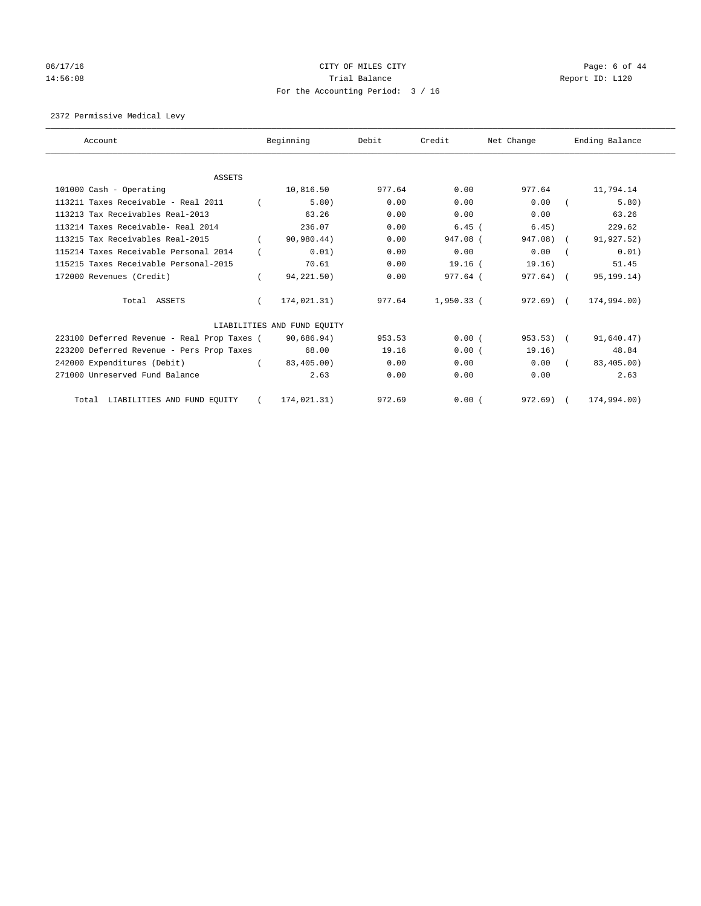# CITY OF MILES CITY

06/17/16 14:56:08

Trial Balance

Report ID: L120

For the Accounting Period: 3 / 16

2372 Permissive Medical Levy

| Account | Beginning | Debit | Credit | Net Change | Ending Balance |
|---|---|---|---|---|---|
| **ASSETS** | | | | | |
| 101000 Cash - Operating | 10,816.50 | 977.64 | 0.00 | 977.64 | 11,794.14 |
| 113211 Taxes Receivable - Real 2011 | ( 5.80) | 0.00 | 0.00 | 0.00 | ( 5.80) |
| 113213 Tax Receivables Real-2013 | 63.26 | 0.00 | 0.00 | 0.00 | 63.26 |
| 113214 Taxes Receivable- Real 2014 | 236.07 | 0.00 | 6.45 | ( 6.45) | 229.62 |
| 113215 Tax Receivables Real-2015 | ( 90,980.44) | 0.00 | 947.08 | ( 947.08) | ( 91,927.52) |
| 115214 Taxes Receivable Personal 2014 | ( 0.01) | 0.00 | 0.00 | 0.00 | ( 0.01) |
| 115215 Taxes Receivable Personal-2015 | 70.61 | 0.00 | 19.16 | ( 19.16) | 51.45 |
| 172000 Revenues (Credit) | ( 94,221.50) | 0.00 | 977.64 | ( 977.64) | ( 95,199.14) |
| Total ASSETS | ( 174,021.31) | 977.64 | 1,950.33 | ( 972.69) | ( 174,994.00) |
| **LIABILITIES AND FUND EQUITY** | | | | | |
| 223100 Deferred Revenue - Real Prop Taxes | ( 90,686.94) | 953.53 | 0.00 | ( 953.53) | ( 91,640.47) |
| 223200 Deferred Revenue - Pers Prop Taxes | 68.00 | 19.16 | 0.00 | ( 19.16) | 48.84 |
| 242000 Expenditures (Debit) | ( 83,405.00) | 0.00 | 0.00 | 0.00 | ( 83,405.00) |
| 271000 Unreserved Fund Balance | 2.63 | 0.00 | 0.00 | 0.00 | 2.63 |
| Total LIABILITIES AND FUND EQUITY | ( 174,021.31) | 972.69 | 0.00 | ( 972.69) | ( 174,994.00) |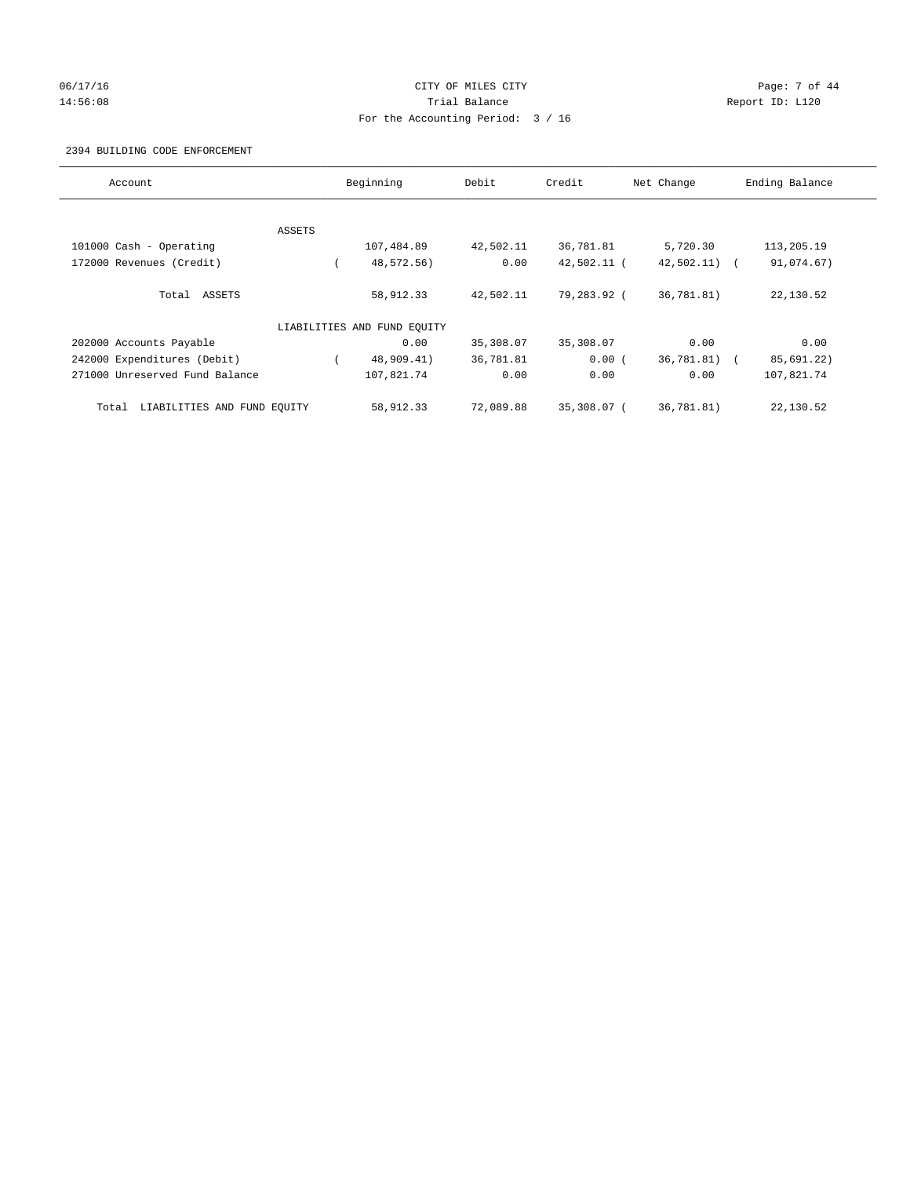CITY OF MILES CITY
Trial Balance
For the Accounting Period: 3 / 16

2394 BUILDING CODE ENFORCEMENT

| Account | Beginning | Debit | Credit | Net Change | Ending Balance |
|---|---|---|---|---|---|
| ASSETS | | | | | |
| 101000 Cash - Operating | 107,484.89 | 42,502.11 | 36,781.81 | 5,720.30 | 113,205.19 |
| 172000 Revenues (Credit) | ( 48,572.56) | 0.00 | 42,502.11 | ( 42,502.11) | ( 91,074.67) |
| Total ASSETS | 58,912.33 | 42,502.11 | 79,283.92 | ( 36,781.81) | 22,130.52 |
| LIABILITIES AND FUND EQUITY | | | | | |
| 202000 Accounts Payable | 0.00 | 35,308.07 | 35,308.07 | 0.00 | 0.00 |
| 242000 Expenditures (Debit) | ( 48,909.41) | 36,781.81 | 0.00 | ( 36,781.81) | ( 85,691.22) |
| 271000 Unreserved Fund Balance | 107,821.74 | 0.00 | 0.00 | 0.00 | 107,821.74 |
| Total LIABILITIES AND FUND EQUITY | 58,912.33 | 72,089.88 | 35,308.07 | ( 36,781.81) | 22,130.52 |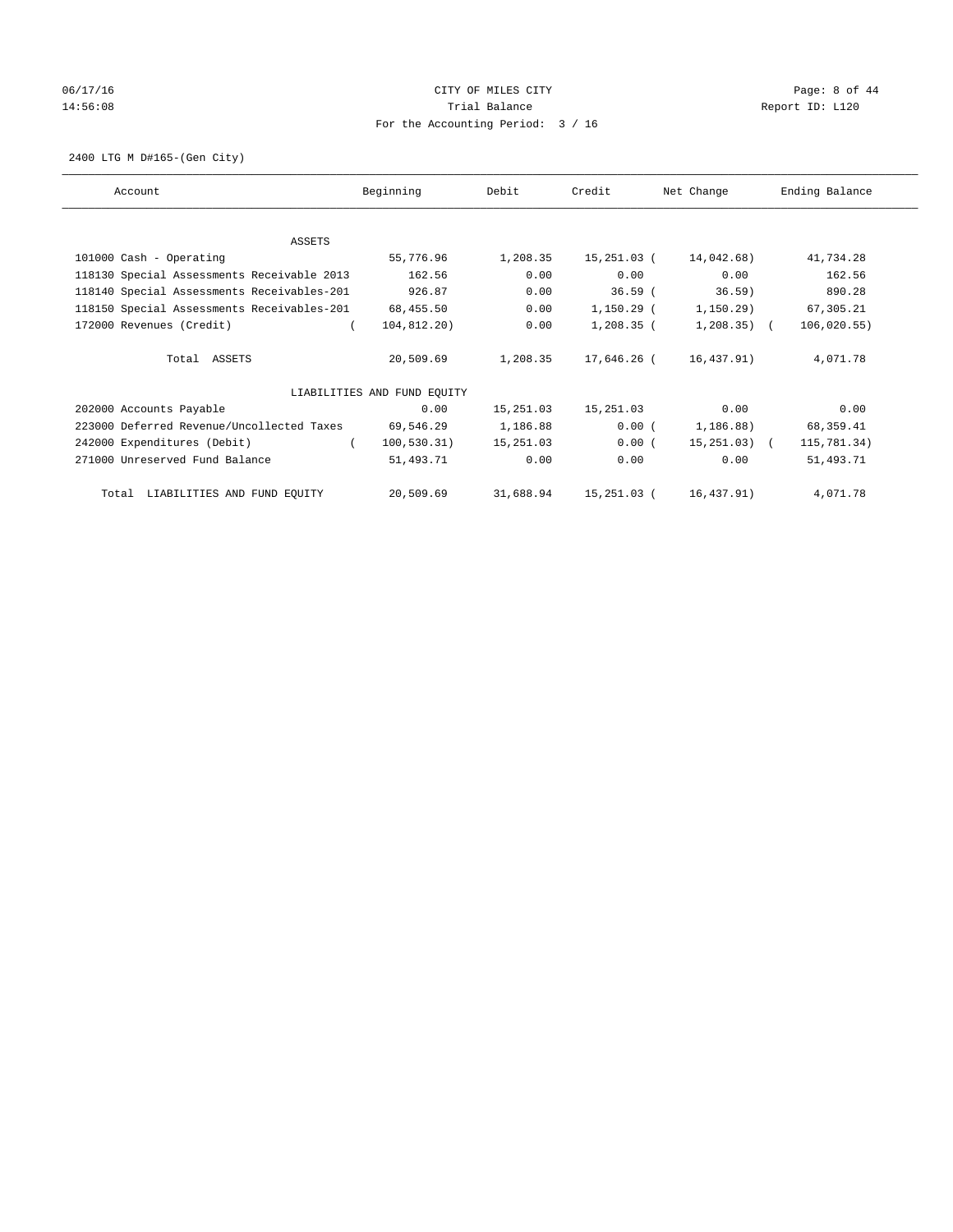CITY OF MILES CITY
Trial Balance
For the Accounting Period: 3 / 16

06/17/16
14:56:08

Report ID: L120

2400 LTG M D#165-(Gen City)

| Account | Beginning | Debit | Credit | Net Change | Ending Balance |
|---|---|---|---|---|---|
| ASSETS | | | | | |
| 101000 Cash - Operating | 55,776.96 | 1,208.35 | 15,251.03 | ( 14,042.68) | 41,734.28 |
| 118130 Special Assessments Receivable 2013 | 162.56 | 0.00 | 0.00 | 0.00 | 162.56 |
| 118140 Special Assessments Receivables-201 | 926.87 | 0.00 | 36.59 | ( 36.59) | 890.28 |
| 118150 Special Assessments Receivables-201 | 68,455.50 | 0.00 | 1,150.29 | ( 1,150.29) | 67,305.21 |
| 172000 Revenues (Credit) | ( 104,812.20) | 0.00 | 1,208.35 | ( 1,208.35) | ( 106,020.55) |
| Total ASSETS | 20,509.69 | 1,208.35 | 17,646.26 | ( 16,437.91) | 4,071.78 |
| LIABILITIES AND FUND EQUITY | | | | | |
| 202000 Accounts Payable | 0.00 | 15,251.03 | 15,251.03 | 0.00 | 0.00 |
| 223000 Deferred Revenue/Uncollected Taxes | 69,546.29 | 1,186.88 | 0.00 | ( 1,186.88) | 68,359.41 |
| 242000 Expenditures (Debit) | ( 100,530.31) | 15,251.03 | 0.00 | ( 15,251.03) | ( 115,781.34) |
| 271000 Unreserved Fund Balance | 51,493.71 | 0.00 | 0.00 | 0.00 | 51,493.71 |
| Total LIABILITIES AND FUND EQUITY | 20,509.69 | 31,688.94 | 15,251.03 | ( 16,437.91) | 4,071.78 |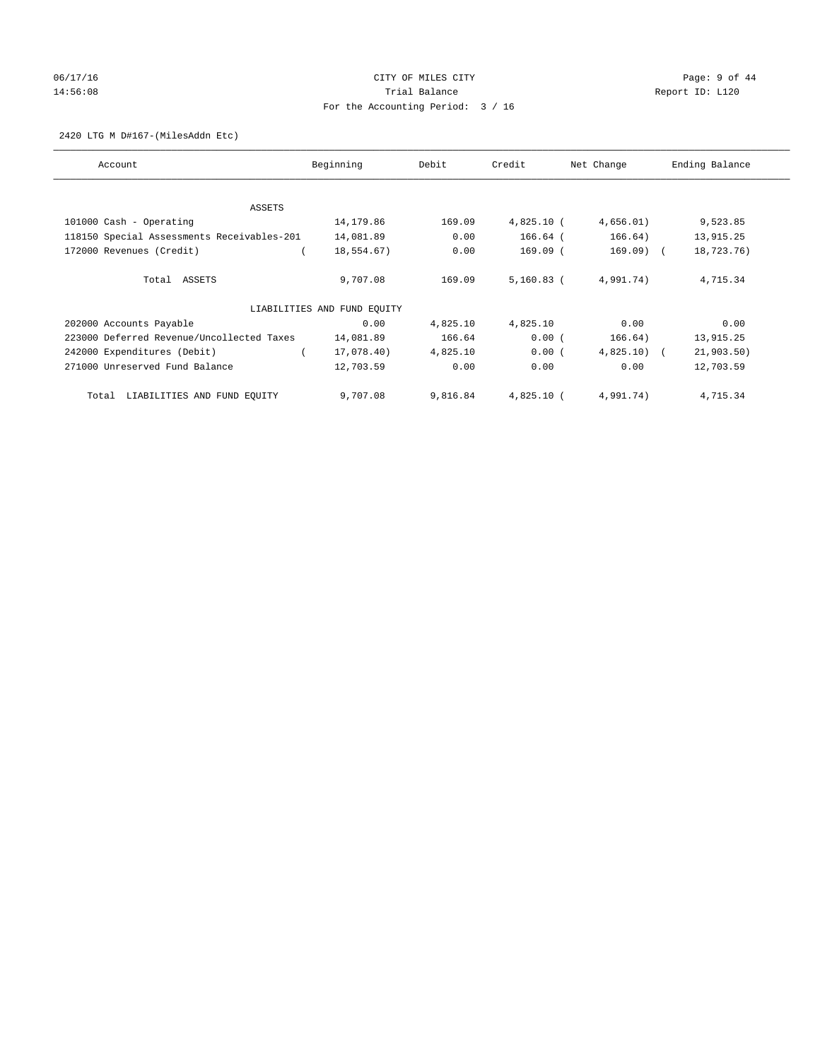CITY OF MILES CITY
Trial Balance
For the Accounting Period: 3 / 16

2420 LTG M D#167-(MilesAddn Etc)

| Account | Beginning | Debit | Credit | Net Change | Ending Balance |
|---|---|---|---|---|---|
| ASSETS | | | | | |
| 101000 Cash - Operating | 14,179.86 | 169.09 | 4,825.10 | (4,656.01) | 9,523.85 |
| 118150 Special Assessments Receivables-201 | 14,081.89 | 0.00 | 166.64 | (166.64) | 13,915.25 |
| 172000 Revenues (Credit) | (18,554.67) | 0.00 | 169.09 | (169.09) | (18,723.76) |
| Total ASSETS | 9,707.08 | 169.09 | 5,160.83 | (4,991.74) | 4,715.34 |
| LIABILITIES AND FUND EQUITY | | | | | |
| 202000 Accounts Payable | 0.00 | 4,825.10 | 4,825.10 | 0.00 | 0.00 |
| 223000 Deferred Revenue/Uncollected Taxes | 14,081.89 | 166.64 | 0.00 | (166.64) | 13,915.25 |
| 242000 Expenditures (Debit) | (17,078.40) | 4,825.10 | 0.00 | (4,825.10) | (21,903.50) |
| 271000 Unreserved Fund Balance | 12,703.59 | 0.00 | 0.00 | 0.00 | 12,703.59 |
| Total LIABILITIES AND FUND EQUITY | 9,707.08 | 9,816.84 | 4,825.10 | (4,991.74) | 4,715.34 |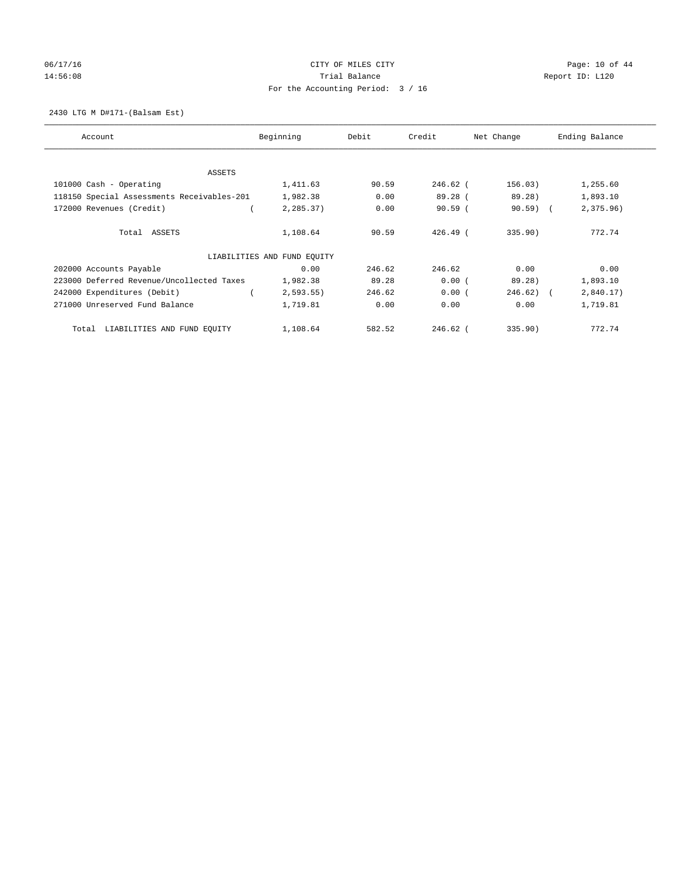CITY OF MILES CITY
Trial Balance
For the Accounting Period: 3 / 16

06/17/16
14:56:08

Report ID: L120

2430 LTG M D#171-(Balsam Est)

| Account | Beginning | Debit | Credit | Net Change | Ending Balance |
|---|---|---|---|---|---|
| ASSETS | | | | | |
| 101000 Cash - Operating | 1,411.63 | 90.59 | 246.62 | ( 156.03) | 1,255.60 |
| 118150 Special Assessments Receivables-201 | 1,982.38 | 0.00 | 89.28 | ( 89.28) | 1,893.10 |
| 172000 Revenues (Credit) | ( 2,285.37) | 0.00 | 90.59 | ( 90.59) | ( 2,375.96) |
| Total ASSETS | 1,108.64 | 90.59 | 426.49 | ( 335.90) | 772.74 |
| LIABILITIES AND FUND EQUITY | | | | | |
| 202000 Accounts Payable | 0.00 | 246.62 | 246.62 | 0.00 | 0.00 |
| 223000 Deferred Revenue/Uncollected Taxes | 1,982.38 | 89.28 | 0.00 | ( 89.28) | 1,893.10 |
| 242000 Expenditures (Debit) | ( 2,593.55) | 246.62 | 0.00 | ( 246.62) | ( 2,840.17) |
| 271000 Unreserved Fund Balance | 1,719.81 | 0.00 | 0.00 | 0.00 | 1,719.81 |
| Total LIABILITIES AND FUND EQUITY | 1,108.64 | 582.52 | 246.62 | ( 335.90) | 772.74 |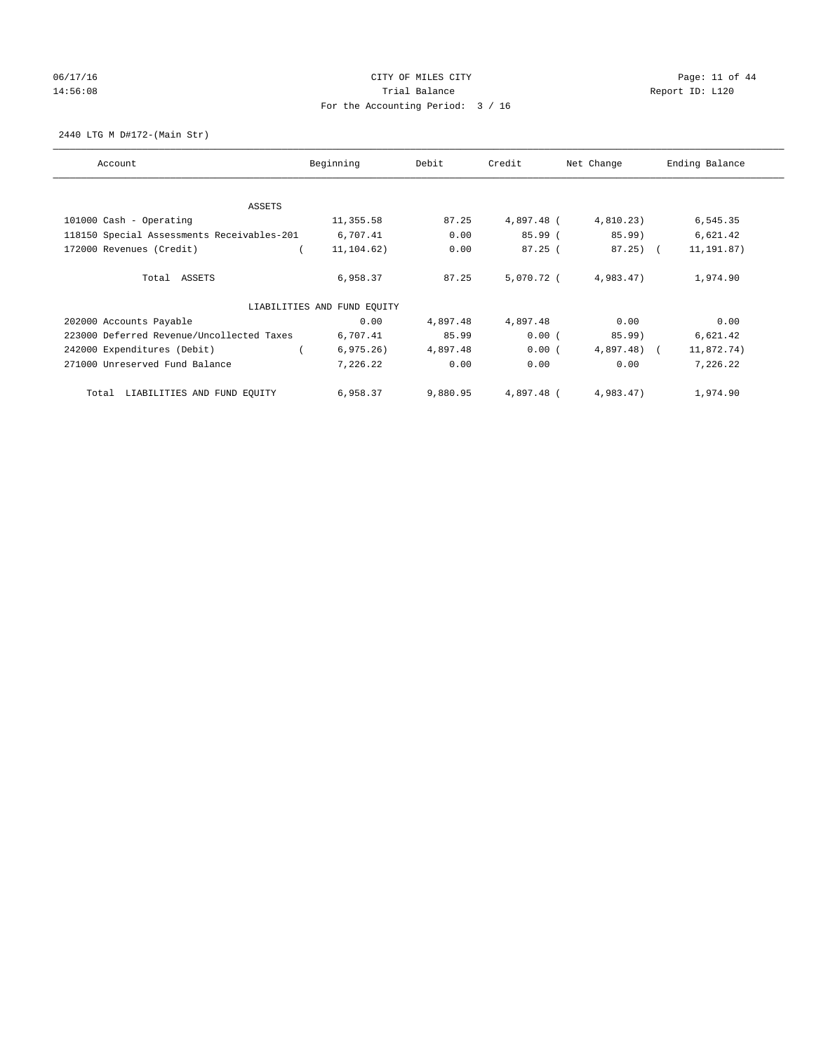CITY OF MILES CITY
Trial Balance
For the Accounting Period: 3 / 16

06/17/16
14:56:08

Report ID: L120

2440 LTG M D#172-(Main Str)

| Account | Beginning | Debit | Credit | Net Change | Ending Balance |
|---|---|---|---|---|---|
| ASSETS | | | | | |
| 101000 Cash - Operating | 11,355.58 | 87.25 | 4,897.48 | ( 4,810.23) | 6,545.35 |
| 118150 Special Assessments Receivables-201 | 6,707.41 | 0.00 | 85.99 | ( 85.99) | 6,621.42 |
| 172000 Revenues (Credit) | ( 11,104.62) | 0.00 | 87.25 | ( 87.25) | ( 11,191.87) |
| Total ASSETS | 6,958.37 | 87.25 | 5,070.72 | ( 4,983.47) | 1,974.90 |
| LIABILITIES AND FUND EQUITY | | | | | |
| 202000 Accounts Payable | 0.00 | 4,897.48 | 4,897.48 | 0.00 | 0.00 |
| 223000 Deferred Revenue/Uncollected Taxes | 6,707.41 | 85.99 | 0.00 | ( 85.99) | 6,621.42 |
| 242000 Expenditures (Debit) | ( 6,975.26) | 4,897.48 | 0.00 | ( 4,897.48) | ( 11,872.74) |
| 271000 Unreserved Fund Balance | 7,226.22 | 0.00 | 0.00 | 0.00 | 7,226.22 |
| Total LIABILITIES AND FUND EQUITY | 6,958.37 | 9,880.95 | 4,897.48 | ( 4,983.47) | 1,974.90 |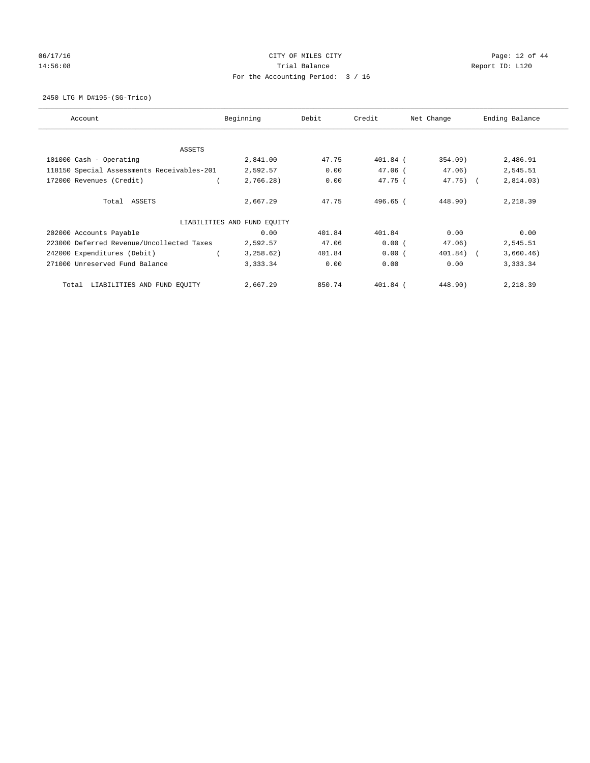CITY OF MILES CITY

Trial Balance

For the Accounting Period: 3 / 16

06/17/16 14:56:08 Report ID: L120

2450 LTG M D#195-(SG-Trico)

| Account | Beginning | Debit | Credit | Net Change | Ending Balance |
|---|---|---|---|---|---|
| ASSETS | | | | | |
| 101000 Cash - Operating | 2,841.00 | 47.75 | 401.84 | (354.09) | 2,486.91 |
| 118150 Special Assessments Receivables-201 | 2,592.57 | 0.00 | 47.06 | (47.06) | 2,545.51 |
| 172000 Revenues (Credit) | (2,766.28) | 0.00 | 47.75 | (47.75) | (2,814.03) |
| Total ASSETS | 2,667.29 | 47.75 | 496.65 | (448.90) | 2,218.39 |
| LIABILITIES AND FUND EQUITY | | | | | |
| 202000 Accounts Payable | 0.00 | 401.84 | 401.84 | 0.00 | 0.00 |
| 223000 Deferred Revenue/Uncollected Taxes | 2,592.57 | 47.06 | 0.00 | (47.06) | 2,545.51 |
| 242000 Expenditures (Debit) | (3,258.62) | 401.84 | 0.00 | (401.84) | (3,660.46) |
| 271000 Unreserved Fund Balance | 3,333.34 | 0.00 | 0.00 | 0.00 | 3,333.34 |
| Total LIABILITIES AND FUND EQUITY | 2,667.29 | 850.74 | 401.84 | (448.90) | 2,218.39 |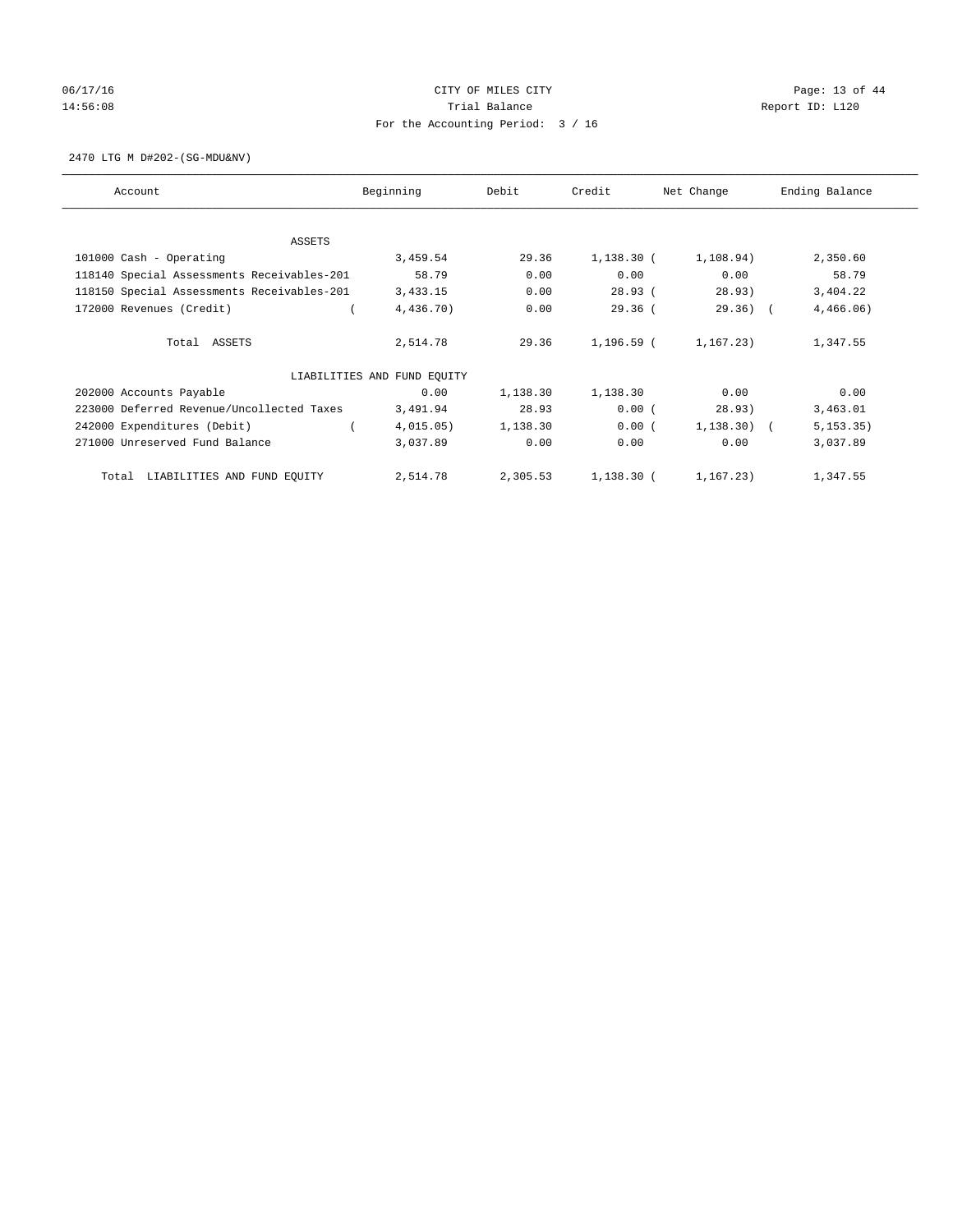CITY OF MILES CITY
Trial Balance
For the Accounting Period: 3 / 16

06/17/16
14:56:08

Report ID: L120

2470 LTG M D#202-(SG-MDU&NV)

| Account | Beginning | Debit | Credit | Net Change | Ending Balance |
|---|---|---|---|---|---|
| ASSETS | | | | | |
| 101000 Cash - Operating | 3,459.54 | 29.36 | 1,138.30 | ( 1,108.94) | 2,350.60 |
| 118140 Special Assessments Receivables-201 | 58.79 | 0.00 | 0.00 | 0.00 | 58.79 |
| 118150 Special Assessments Receivables-201 | 3,433.15 | 0.00 | 28.93 | ( 28.93) | 3,404.22 |
| 172000 Revenues (Credit) | ( 4,436.70) | 0.00 | 29.36 | ( 29.36) | ( 4,466.06) |
| Total ASSETS | 2,514.78 | 29.36 | 1,196.59 | ( 1,167.23) | 1,347.55 |
| LIABILITIES AND FUND EQUITY | | | | | |
| 202000 Accounts Payable | 0.00 | 1,138.30 | 1,138.30 | 0.00 | 0.00 |
| 223000 Deferred Revenue/Uncollected Taxes | 3,491.94 | 28.93 | 0.00 | ( 28.93) | 3,463.01 |
| 242000 Expenditures (Debit) | ( 4,015.05) | 1,138.30 | 0.00 | ( 1,138.30) | ( 5,153.35) |
| 271000 Unreserved Fund Balance | 3,037.89 | 0.00 | 0.00 | 0.00 | 3,037.89 |
| Total LIABILITIES AND FUND EQUITY | 2,514.78 | 2,305.53 | 1,138.30 | ( 1,167.23) | 1,347.55 |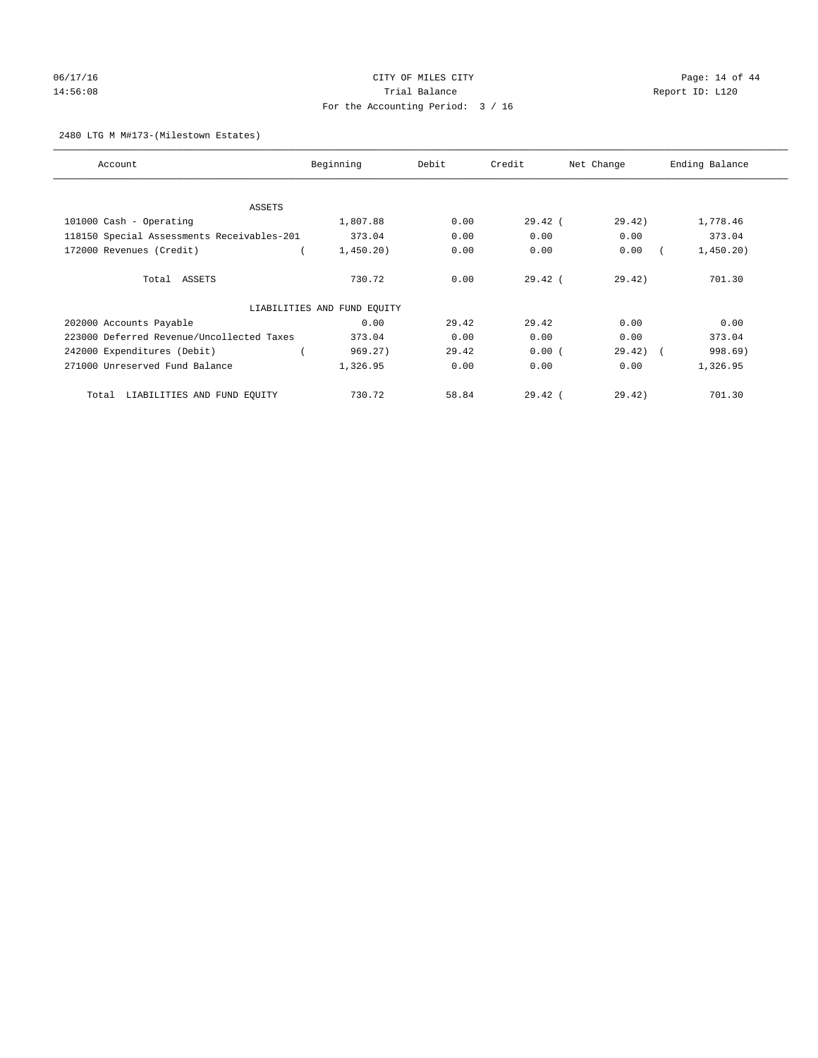06/17/16 CITY OF MILES CITY
14:56:08 Trial Balance Report ID: L120
For the Accounting Period: 3 / 16

2480 LTG M M#173-(Milestown Estates)

| Account | Beginning | Debit | Credit | Net Change | Ending Balance |
|---|---|---|---|---|---|
| ASSETS | | | | | |
| 101000 Cash - Operating | 1,807.88 | 0.00 | 29.42 | (29.42) | 1,778.46 |
| 118150 Special Assessments Receivables-201 | 373.04 | 0.00 | 0.00 | 0.00 | 373.04 |
| 172000 Revenues (Credit) | (1,450.20) | 0.00 | 0.00 | 0.00 | (1,450.20) |
| Total ASSETS | 730.72 | 0.00 | 29.42 | (29.42) | 701.30 |
| LIABILITIES AND FUND EQUITY | | | | | |
| 202000 Accounts Payable | 0.00 | 29.42 | 29.42 | 0.00 | 0.00 |
| 223000 Deferred Revenue/Uncollected Taxes | 373.04 | 0.00 | 0.00 | 0.00 | 373.04 |
| 242000 Expenditures (Debit) | (969.27) | 29.42 | 0.00 | (29.42) | (998.69) |
| 271000 Unreserved Fund Balance | 1,326.95 | 0.00 | 0.00 | 0.00 | 1,326.95 |
| Total LIABILITIES AND FUND EQUITY | 730.72 | 58.84 | 29.42 | (29.42) | 701.30 |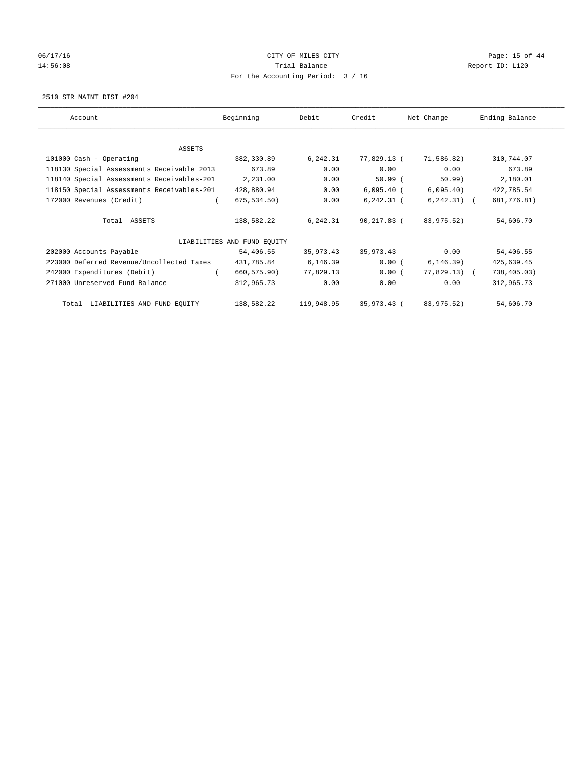CITY OF MILES CITY
Trial Balance
For the Accounting Period: 3 / 16

06/17/16
14:56:08

Report ID: L120

2510 STR MAINT DIST #204

| Account | Beginning | Debit | Credit | Net Change | Ending Balance |
|---|---|---|---|---|---|
| ASSETS | | | | | |
| 101000 Cash - Operating | 382,330.89 | 6,242.31 | 77,829.13 | (71,586.82) | 310,744.07 |
| 118130 Special Assessments Receivable 2013 | 673.89 | 0.00 | 0.00 | 0.00 | 673.89 |
| 118140 Special Assessments Receivables-201 | 2,231.00 | 0.00 | 50.99 | (50.99) | 2,180.01 |
| 118150 Special Assessments Receivables-201 | 428,880.94 | 0.00 | 6,095.40 | (6,095.40) | 422,785.54 |
| 172000 Revenues (Credit) | (675,534.50) | 0.00 | 6,242.31 | (6,242.31) | (681,776.81) |
| Total ASSETS | 138,582.22 | 6,242.31 | 90,217.83 | (83,975.52) | 54,606.70 |
| LIABILITIES AND FUND EQUITY | | | | | |
| 202000 Accounts Payable | 54,406.55 | 35,973.43 | 35,973.43 | 0.00 | 54,406.55 |
| 223000 Deferred Revenue/Uncollected Taxes | 431,785.84 | 6,146.39 | 0.00 | (6,146.39) | 425,639.45 |
| 242000 Expenditures (Debit) | (660,575.90) | 77,829.13 | 0.00 | (77,829.13) | (738,405.03) |
| 271000 Unreserved Fund Balance | 312,965.73 | 0.00 | 0.00 | 0.00 | 312,965.73 |
| Total LIABILITIES AND FUND EQUITY | 138,582.22 | 119,948.95 | 35,973.43 | (83,975.52) | 54,606.70 |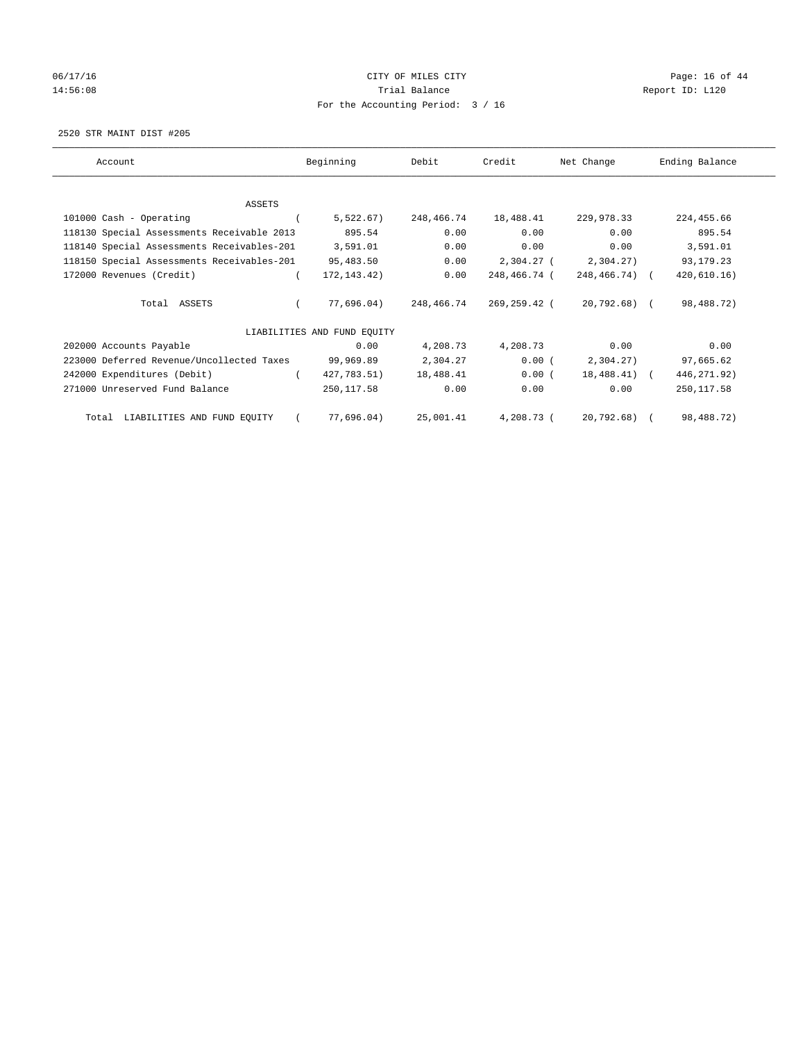CITY OF MILES CITY

Trial Balance

For the Accounting Period: 3 / 16

2520 STR MAINT DIST #205

| Account | Beginning | Debit | Credit | Net Change | Ending Balance |
|---|---|---|---|---|---|
| ASSETS | | | | | |
| 101000 Cash - Operating | ( 5,522.67) | 248,466.74 | 18,488.41 | 229,978.33 | 224,455.66 |
| 118130 Special Assessments Receivable 2013 | 895.54 | 0.00 | 0.00 | 0.00 | 895.54 |
| 118140 Special Assessments Receivables-201 | 3,591.01 | 0.00 | 0.00 | 0.00 | 3,591.01 |
| 118150 Special Assessments Receivables-201 | 95,483.50 | 0.00 | 2,304.27 | ( 2,304.27) | 93,179.23 |
| 172000 Revenues (Credit) | ( 172,143.42) | 0.00 | 248,466.74 | ( 248,466.74) | ( 420,610.16) |
| Total ASSETS | ( 77,696.04) | 248,466.74 | 269,259.42 | ( 20,792.68) | ( 98,488.72) |
| LIABILITIES AND FUND EQUITY | | | | | |
| 202000 Accounts Payable | 0.00 | 4,208.73 | 4,208.73 | 0.00 | 0.00 |
| 223000 Deferred Revenue/Uncollected Taxes | 99,969.89 | 2,304.27 | 0.00 | ( 2,304.27) | 97,665.62 |
| 242000 Expenditures (Debit) | ( 427,783.51) | 18,488.41 | 0.00 | ( 18,488.41) | ( 446,271.92) |
| 271000 Unreserved Fund Balance | 250,117.58 | 0.00 | 0.00 | 0.00 | 250,117.58 |
| Total LIABILITIES AND FUND EQUITY | ( 77,696.04) | 25,001.41 | 4,208.73 | ( 20,792.68) | ( 98,488.72) |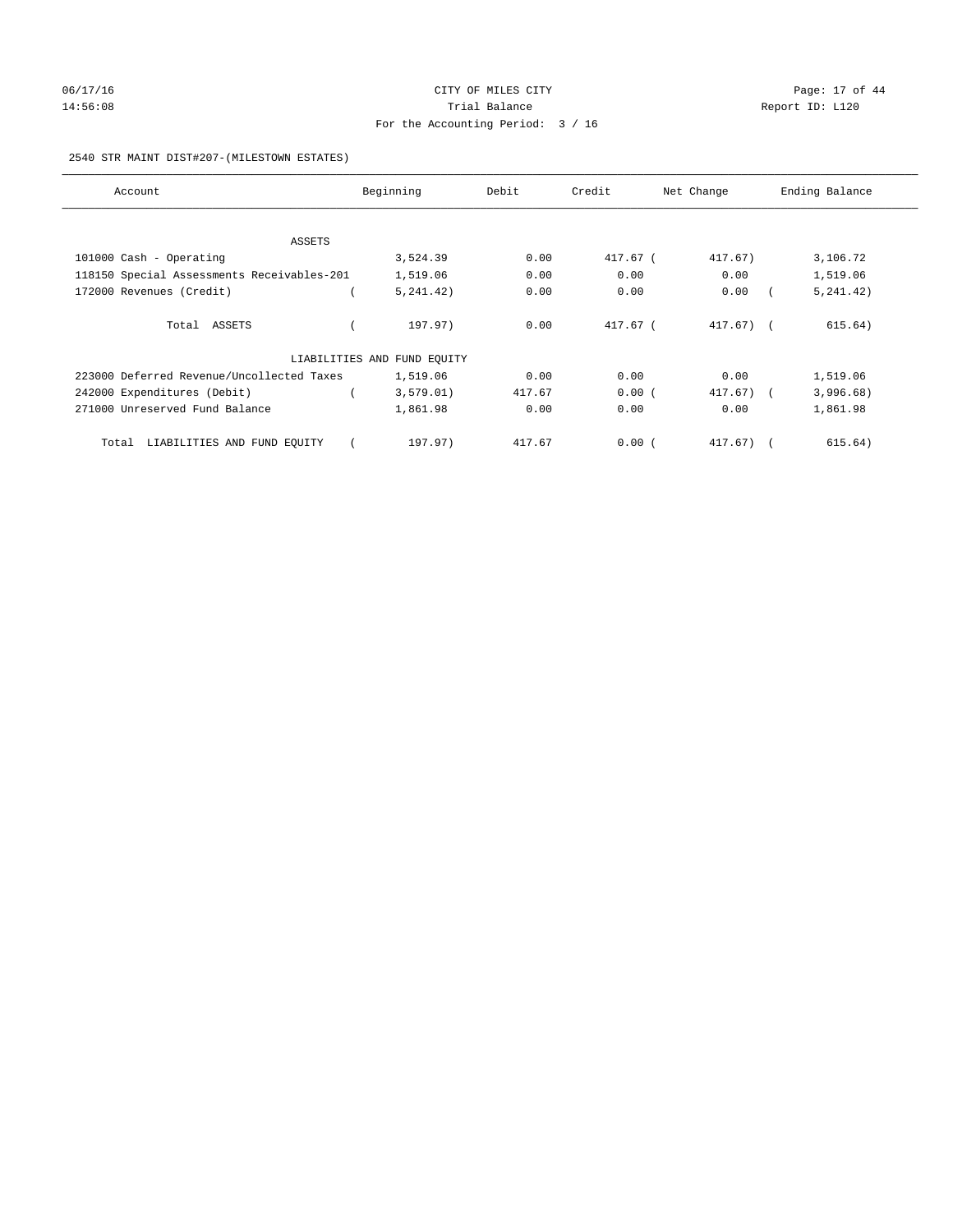CITY OF MILES CITY

Trial Balance

For the Accounting Period: 3 / 16

2540 STR MAINT DIST#207-(MILESTOWN ESTATES)

| Account | Beginning | Debit | Credit | Net Change | Ending Balance |
|---|---|---|---|---|---|
| ASSETS | | | | | |
| 101000 Cash - Operating | 3,524.39 | 0.00 | 417.67 | ( 417.67) | 3,106.72 |
| 118150 Special Assessments Receivables-201 | 1,519.06 | 0.00 | 0.00 | 0.00 | 1,519.06 |
| 172000 Revenues (Credit) | ( 5,241.42) | 0.00 | 0.00 | 0.00 | ( 5,241.42) |
| Total ASSETS | ( 197.97) | 0.00 | 417.67 | ( 417.67) | ( 615.64) |
| LIABILITIES AND FUND EQUITY | | | | | |
| 223000 Deferred Revenue/Uncollected Taxes | 1,519.06 | 0.00 | 0.00 | 0.00 | 1,519.06 |
| 242000 Expenditures (Debit) | ( 3,579.01) | 417.67 | 0.00 | ( 417.67) | ( 3,996.68) |
| 271000 Unreserved Fund Balance | 1,861.98 | 0.00 | 0.00 | 0.00 | 1,861.98 |
| Total LIABILITIES AND FUND EQUITY | ( 197.97) | 417.67 | 0.00 | ( 417.67) | ( 615.64) |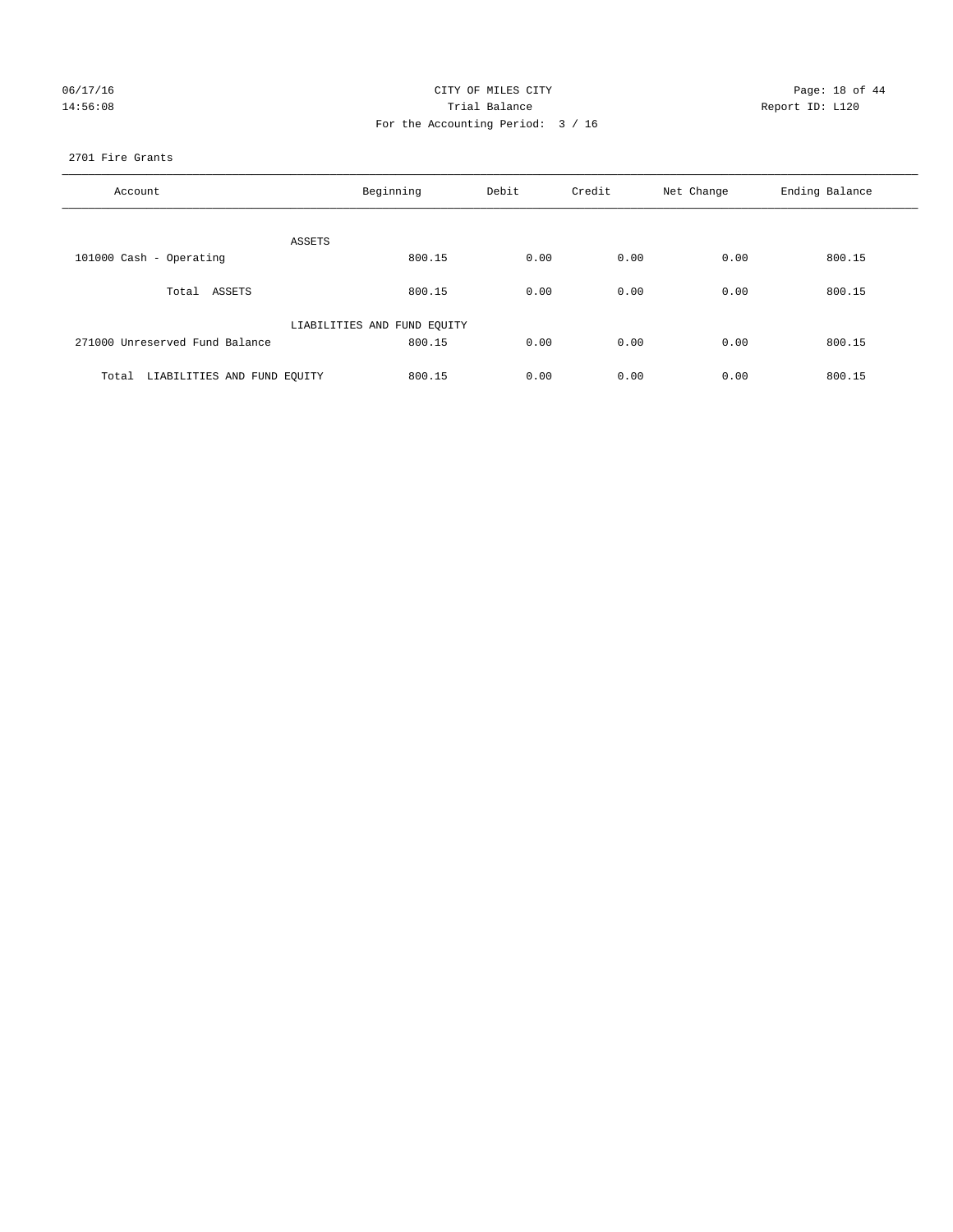CITY OF MILES CITY

Trial Balance

For the Accounting Period: 3 / 16

06/17/16 14:56:08 Report ID: L120

2701 Fire Grants

| Account | Beginning | Debit | Credit | Net Change | Ending Balance |
|---|---|---|---|---|---|
| ASSETS | | | | | |
| 101000 Cash - Operating | 800.15 | 0.00 | 0.00 | 0.00 | 800.15 |
| Total ASSETS | 800.15 | 0.00 | 0.00 | 0.00 | 800.15 |
| LIABILITIES AND FUND EQUITY | | | | | |
| 271000 Unreserved Fund Balance | 800.15 | 0.00 | 0.00 | 0.00 | 800.15 |
| Total LIABILITIES AND FUND EQUITY | 800.15 | 0.00 | 0.00 | 0.00 | 800.15 |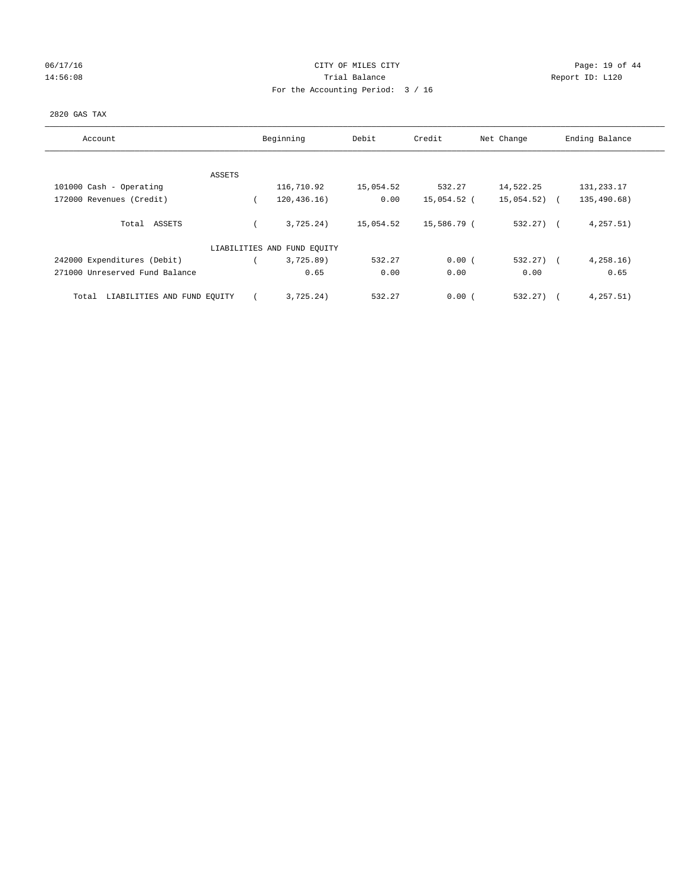CITY OF MILES CITY

Trial Balance

For the Accounting Period: 3 / 16

06/17/16 14:56:08 Report ID: L120

2820 GAS TAX

| Account | Beginning | Debit | Credit | Net Change | Ending Balance |
|---|---|---|---|---|---|
| ASSETS | | | | | |
| 101000 Cash - Operating | 116,710.92 | 15,054.52 | 532.27 | 14,522.25 | 131,233.17 |
| 172000 Revenues (Credit) | ( 120,436.16) | 0.00 | 15,054.52 | ( 15,054.52) | ( 135,490.68) |
| Total ASSETS | ( 3,725.24) | 15,054.52 | 15,586.79 | ( 532.27) | ( 4,257.51) |
| LIABILITIES AND FUND EQUITY | | | | | |
| 242000 Expenditures (Debit) | ( 3,725.89) | 532.27 | 0.00 | ( 532.27) | ( 4,258.16) |
| 271000 Unreserved Fund Balance | 0.65 | 0.00 | 0.00 | 0.00 | 0.65 |
| Total LIABILITIES AND FUND EQUITY | ( 3,725.24) | 532.27 | 0.00 | ( 532.27) | ( 4,257.51) |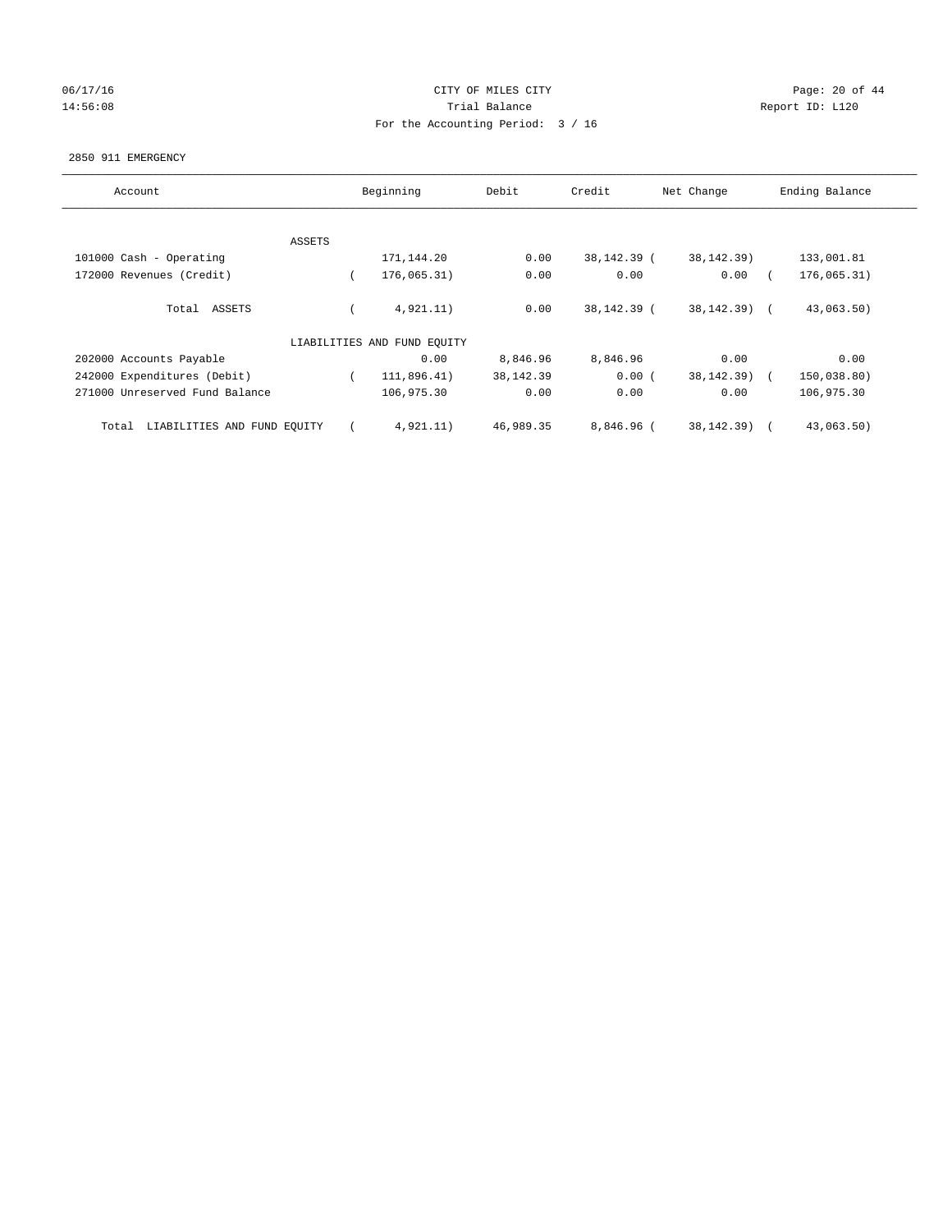CITY OF MILES CITY

Trial Balance

For the Accounting Period: 3 / 16

06/17/16
14:56:08

Report ID: L120

2850 911 EMERGENCY

| Account | Beginning | Debit | Credit | Net Change | Ending Balance |
|---|---|---|---|---|---|
| ASSETS | | | | | |
| 101000 Cash - Operating | 171,144.20 | 0.00 | 38,142.39 | (38,142.39) | 133,001.81 |
| 172000 Revenues (Credit) | (176,065.31) | 0.00 | 0.00 | 0.00 | (176,065.31) |
| Total ASSETS | (4,921.11) | 0.00 | 38,142.39 | (38,142.39) | (43,063.50) |
| LIABILITIES AND FUND EQUITY | | | | | |
| 202000 Accounts Payable | 0.00 | 8,846.96 | 8,846.96 | 0.00 | 0.00 |
| 242000 Expenditures (Debit) | (111,896.41) | 38,142.39 | 0.00 | (38,142.39) | (150,038.80) |
| 271000 Unreserved Fund Balance | 106,975.30 | 0.00 | 0.00 | 0.00 | 106,975.30 |
| Total LIABILITIES AND FUND EQUITY | (4,921.11) | 46,989.35 | 8,846.96 | (38,142.39) | (43,063.50) |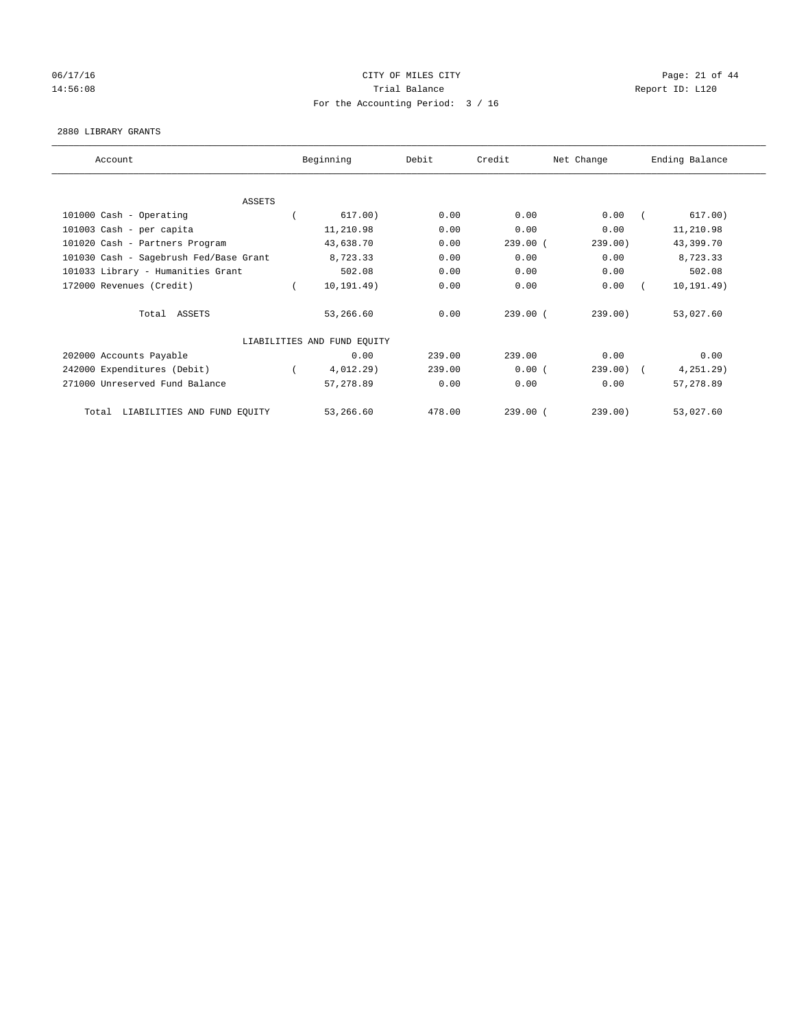CITY OF MILES CITY
Trial Balance
For the Accounting Period: 3 / 16

06/17/16
14:56:08

Report ID: L120

2880 LIBRARY GRANTS

| Account | Beginning | Debit | Credit | Net Change | Ending Balance |
|---|---|---|---|---|---|
| ASSETS | | | | | |
| 101000 Cash - Operating | ( 617.00) | 0.00 | 0.00 | 0.00 | ( 617.00) |
| 101003 Cash - per capita | 11,210.98 | 0.00 | 0.00 | 0.00 | 11,210.98 |
| 101020 Cash - Partners Program | 43,638.70 | 0.00 | 239.00 | ( 239.00) | 43,399.70 |
| 101030 Cash - Sagebrush Fed/Base Grant | 8,723.33 | 0.00 | 0.00 | 0.00 | 8,723.33 |
| 101033 Library - Humanities Grant | 502.08 | 0.00 | 0.00 | 0.00 | 502.08 |
| 172000 Revenues (Credit) | ( 10,191.49) | 0.00 | 0.00 | 0.00 | ( 10,191.49) |
| Total ASSETS | 53,266.60 | 0.00 | 239.00 | ( 239.00) | 53,027.60 |
| LIABILITIES AND FUND EQUITY | | | | | |
| 202000 Accounts Payable | 0.00 | 239.00 | 239.00 | 0.00 | 0.00 |
| 242000 Expenditures (Debit) | ( 4,012.29) | 239.00 | 0.00 | ( 239.00) | ( 4,251.29) |
| 271000 Unreserved Fund Balance | 57,278.89 | 0.00 | 0.00 | 0.00 | 57,278.89 |
| Total LIABILITIES AND FUND EQUITY | 53,266.60 | 478.00 | 239.00 | ( 239.00) | 53,027.60 |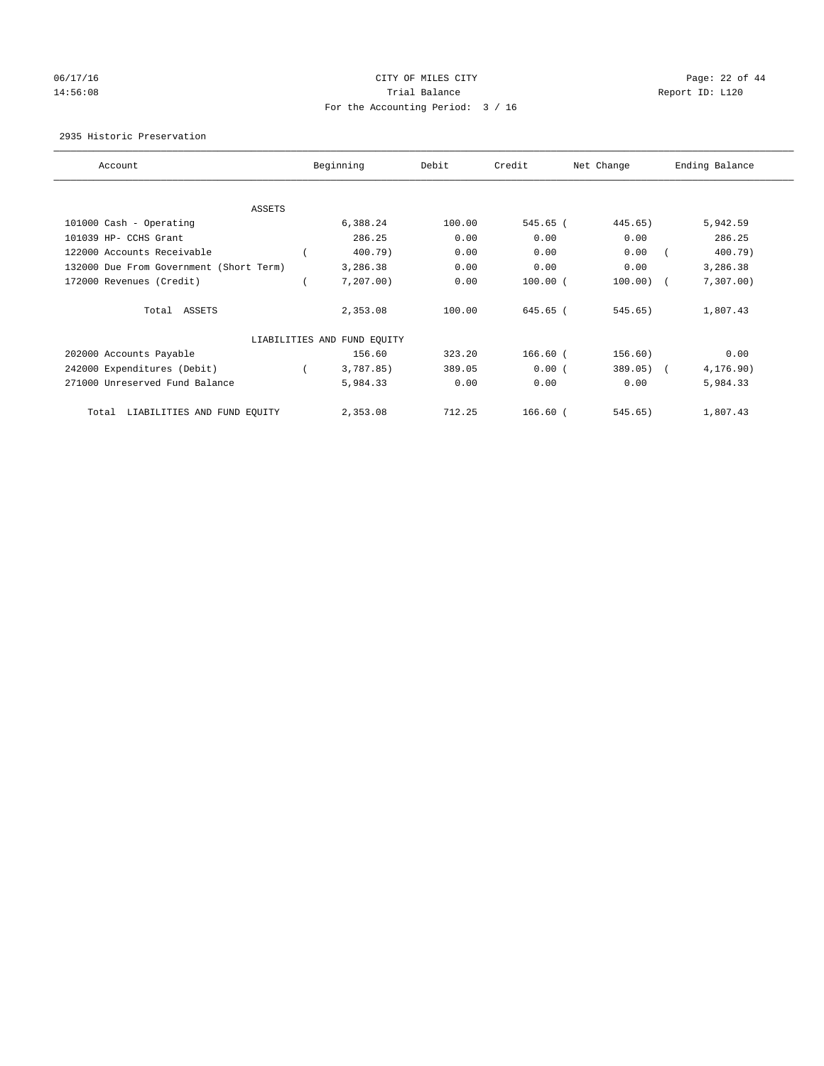CITY OF MILES CITY
Trial Balance
For the Accounting Period: 3 / 16

06/17/16
14:56:08

Report ID: L120

2935 Historic Preservation

| Account | Beginning | Debit | Credit | Net Change | Ending Balance |
|---|---|---|---|---|---|
| ASSETS | | | | | |
| 101000 Cash - Operating | 6,388.24 | 100.00 | 545.65 | (445.65) | 5,942.59 |
| 101039 HP- CCHS Grant | 286.25 | 0.00 | 0.00 | 0.00 | 286.25 |
| 122000 Accounts Receivable | (400.79) | 0.00 | 0.00 | 0.00 | (400.79) |
| 132000 Due From Government (Short Term) | 3,286.38 | 0.00 | 0.00 | 0.00 | 3,286.38 |
| 172000 Revenues (Credit) | (7,207.00) | 0.00 | 100.00 | (100.00) | (7,307.00) |
| Total ASSETS | 2,353.08 | 100.00 | 645.65 | (545.65) | 1,807.43 |
| LIABILITIES AND FUND EQUITY | | | | | |
| 202000 Accounts Payable | 156.60 | 323.20 | 166.60 | (156.60) | 0.00 |
| 242000 Expenditures (Debit) | (3,787.85) | 389.05 | 0.00 | (389.05) | (4,176.90) |
| 271000 Unreserved Fund Balance | 5,984.33 | 0.00 | 0.00 | 0.00 | 5,984.33 |
| Total LIABILITIES AND FUND EQUITY | 2,353.08 | 712.25 | 166.60 | (545.65) | 1,807.43 |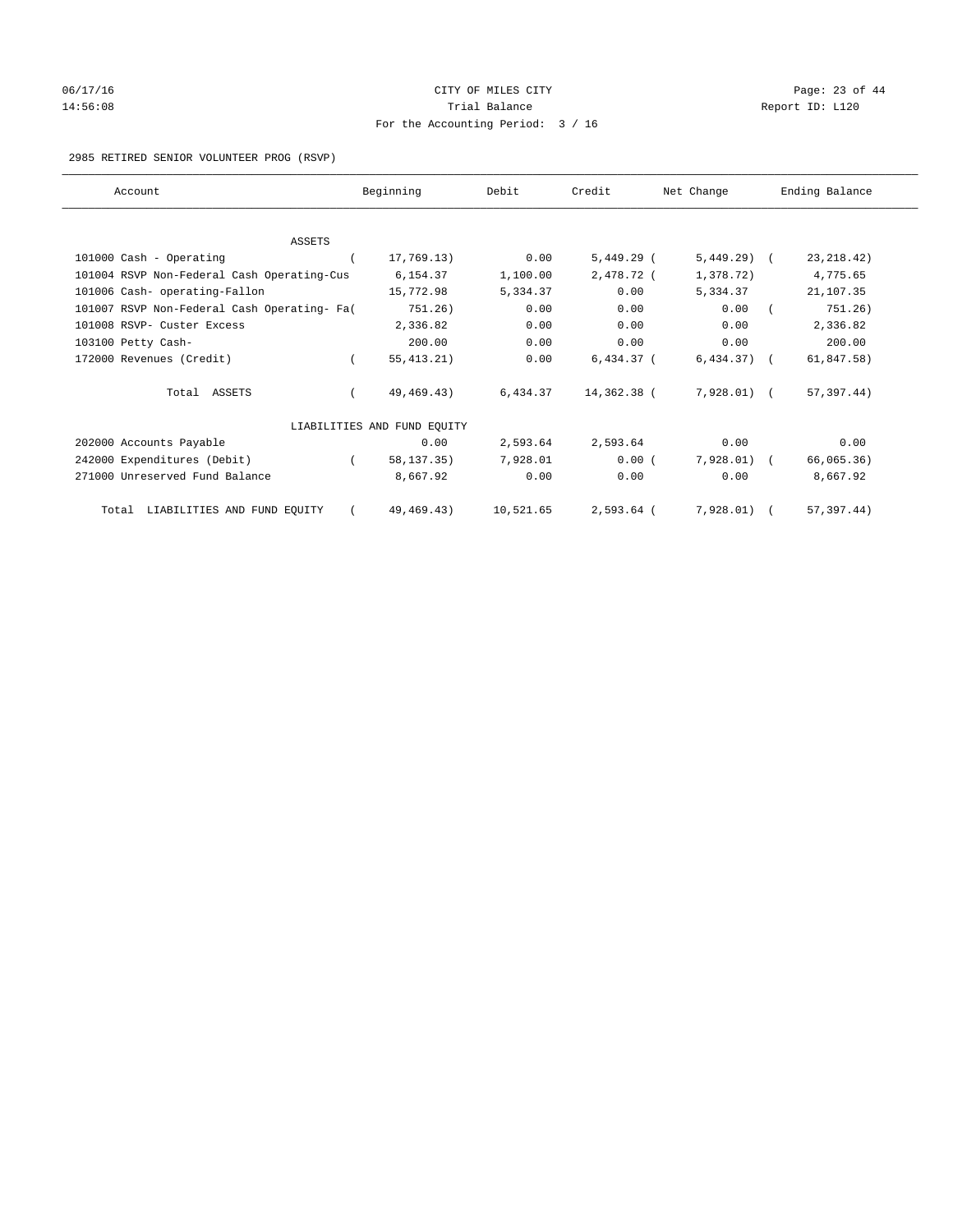CITY OF MILES CITY

Trial Balance

For the Accounting Period: 3 / 16

06/17/16 14:56:08 — Report ID: L120

2985 RETIRED SENIOR VOLUNTEER PROG (RSVP)

| Account | Beginning | Debit | Credit | Net Change | Ending Balance |
|---|---|---|---|---|---|
| **ASSETS** | | | | | |
| 101000 Cash - Operating | ( 17,769.13) | 0.00 | 5,449.29 | ( 5,449.29) | ( 23,218.42) |
| 101004 RSVP Non-Federal Cash Operating-Cus | 6,154.37 | 1,100.00 | 2,478.72 | ( 1,378.72) | 4,775.65 |
| 101006 Cash- operating-Fallon | 15,772.98 | 5,334.37 | 0.00 | 5,334.37 | 21,107.35 |
| 101007 RSVP Non-Federal Cash Operating- Fa | ( 751.26) | 0.00 | 0.00 | 0.00 | ( 751.26) |
| 101008 RSVP- Custer Excess | 2,336.82 | 0.00 | 0.00 | 0.00 | 2,336.82 |
| 103100 Petty Cash- | 200.00 | 0.00 | 0.00 | 0.00 | 200.00 |
| 172000 Revenues (Credit) | ( 55,413.21) | 0.00 | 6,434.37 | ( 6,434.37) | ( 61,847.58) |
| Total ASSETS | ( 49,469.43) | 6,434.37 | 14,362.38 | ( 7,928.01) | ( 57,397.44) |
| **LIABILITIES AND FUND EQUITY** | | | | | |
| 202000 Accounts Payable | 0.00 | 2,593.64 | 2,593.64 | 0.00 | 0.00 |
| 242000 Expenditures (Debit) | ( 58,137.35) | 7,928.01 | 0.00 | ( 7,928.01) | ( 66,065.36) |
| 271000 Unreserved Fund Balance | 8,667.92 | 0.00 | 0.00 | 0.00 | 8,667.92 |
| Total LIABILITIES AND FUND EQUITY | ( 49,469.43) | 10,521.65 | 2,593.64 | ( 7,928.01) | ( 57,397.44) |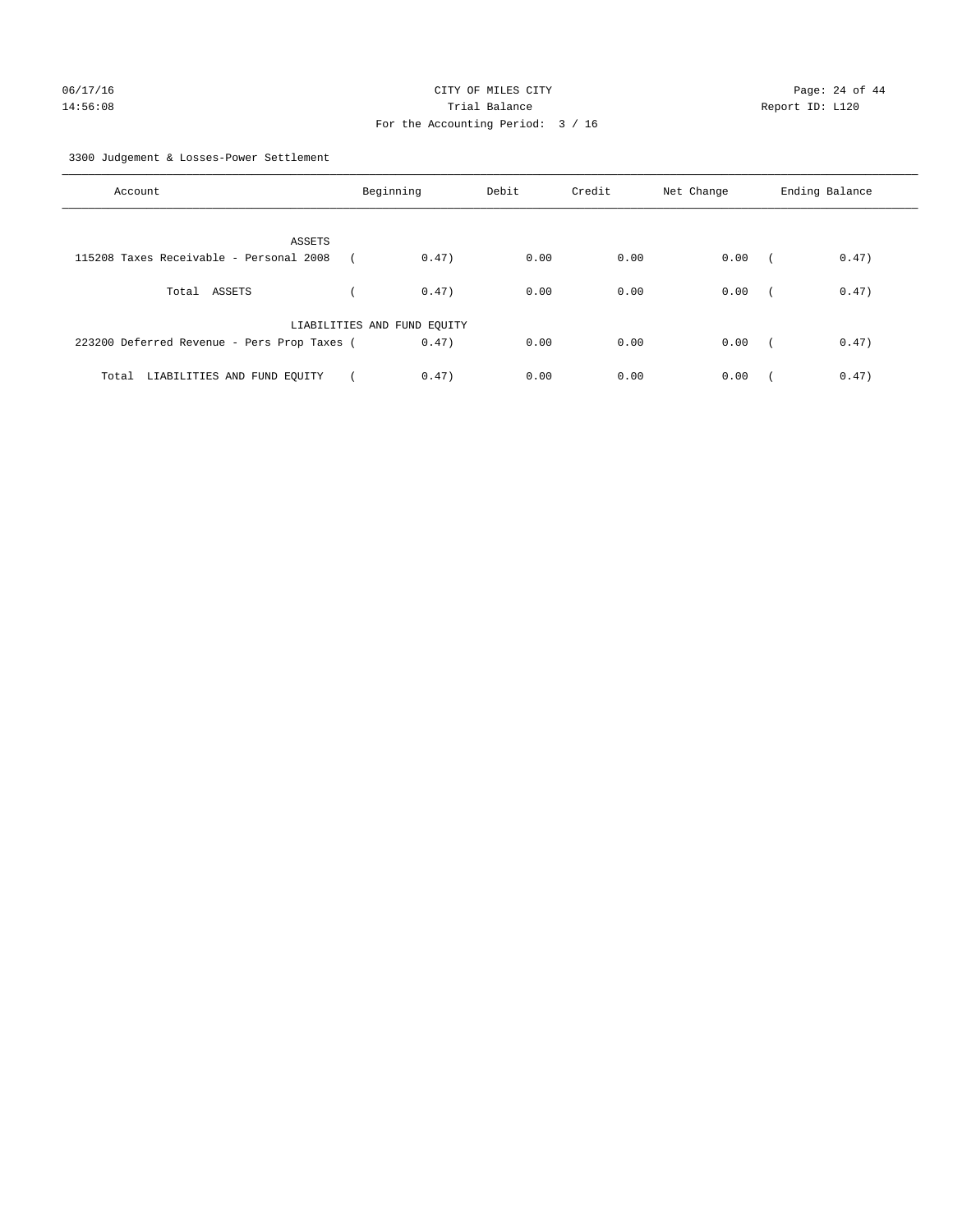CITY OF MILES CITY

Trial Balance

For the Accounting Period: 3 / 16

3300 Judgement & Losses-Power Settlement

| Account | Beginning | Debit | Credit | Net Change | Ending Balance |
|---|---|---|---|---|---|
| ASSETS | | | | | |
| 115208 Taxes Receivable - Personal 2008 | ( 0.47) | 0.00 | 0.00 | 0.00 | ( 0.47) |
| Total ASSETS | ( 0.47) | 0.00 | 0.00 | 0.00 | ( 0.47) |
| LIABILITIES AND FUND EQUITY | | | | | |
| 223200 Deferred Revenue - Pers Prop Taxes | ( 0.47) | 0.00 | 0.00 | 0.00 | ( 0.47) |
| Total LIABILITIES AND FUND EQUITY | ( 0.47) | 0.00 | 0.00 | 0.00 | ( 0.47) |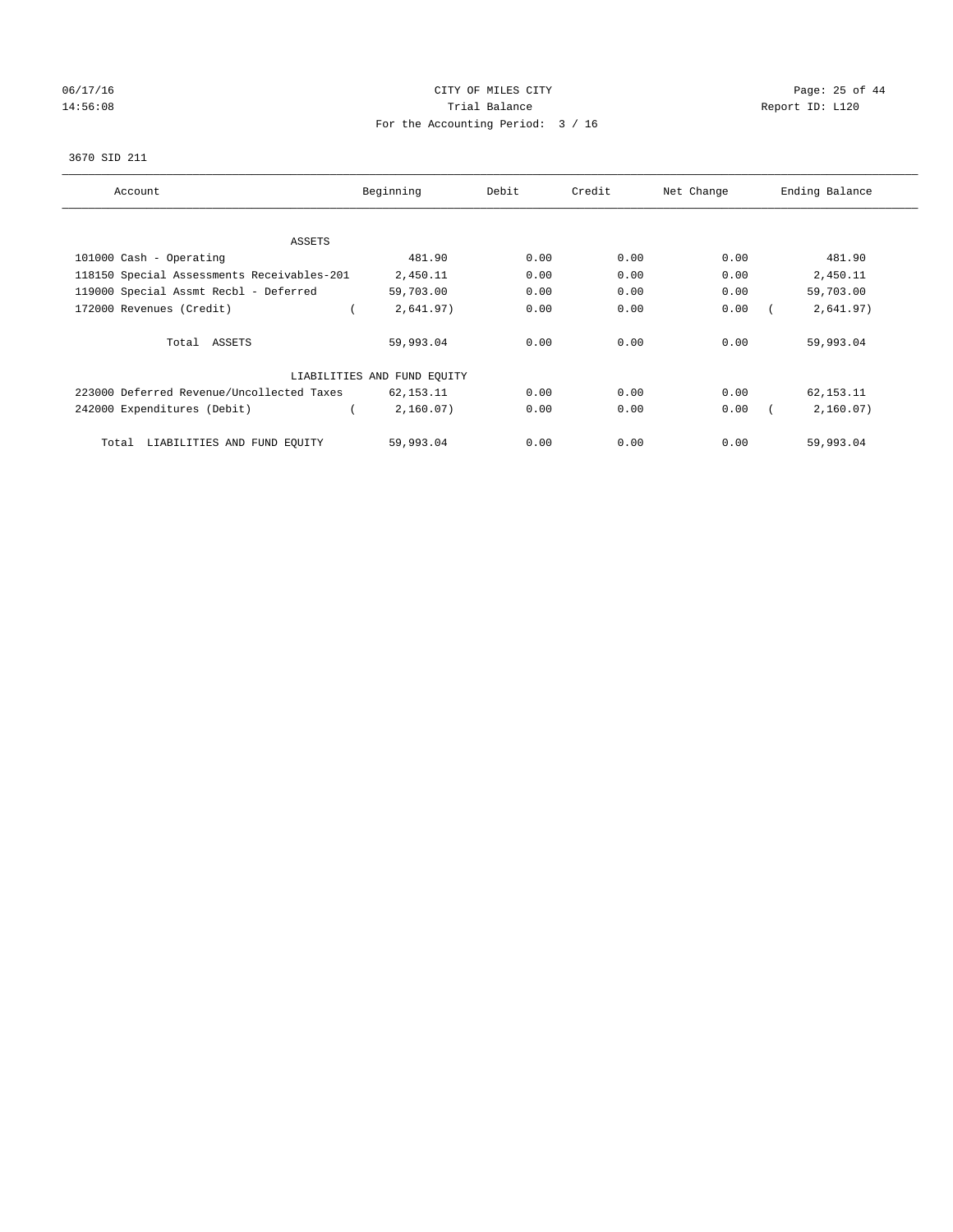06/17/16 CITY OF MILES CITY
14:56:08 Trial Balance Report ID: L120
For the Accounting Period: 3 / 16

3670 SID 211

| Account | Beginning | Debit | Credit | Net Change | Ending Balance |
|---|---|---|---|---|---|
| ASSETS | | | | | |
| 101000 Cash - Operating | 481.90 | 0.00 | 0.00 | 0.00 | 481.90 |
| 118150 Special Assessments Receivables-201 | 2,450.11 | 0.00 | 0.00 | 0.00 | 2,450.11 |
| 119000 Special Assmt Recbl - Deferred | 59,703.00 | 0.00 | 0.00 | 0.00 | 59,703.00 |
| 172000 Revenues (Credit) | ( 2,641.97) | 0.00 | 0.00 | 0.00 | ( 2,641.97) |
| Total ASSETS | 59,993.04 | 0.00 | 0.00 | 0.00 | 59,993.04 |
| LIABILITIES AND FUND EQUITY | | | | | |
| 223000 Deferred Revenue/Uncollected Taxes | 62,153.11 | 0.00 | 0.00 | 0.00 | 62,153.11 |
| 242000 Expenditures (Debit) | ( 2,160.07) | 0.00 | 0.00 | 0.00 | ( 2,160.07) |
| Total LIABILITIES AND FUND EQUITY | 59,993.04 | 0.00 | 0.00 | 0.00 | 59,993.04 |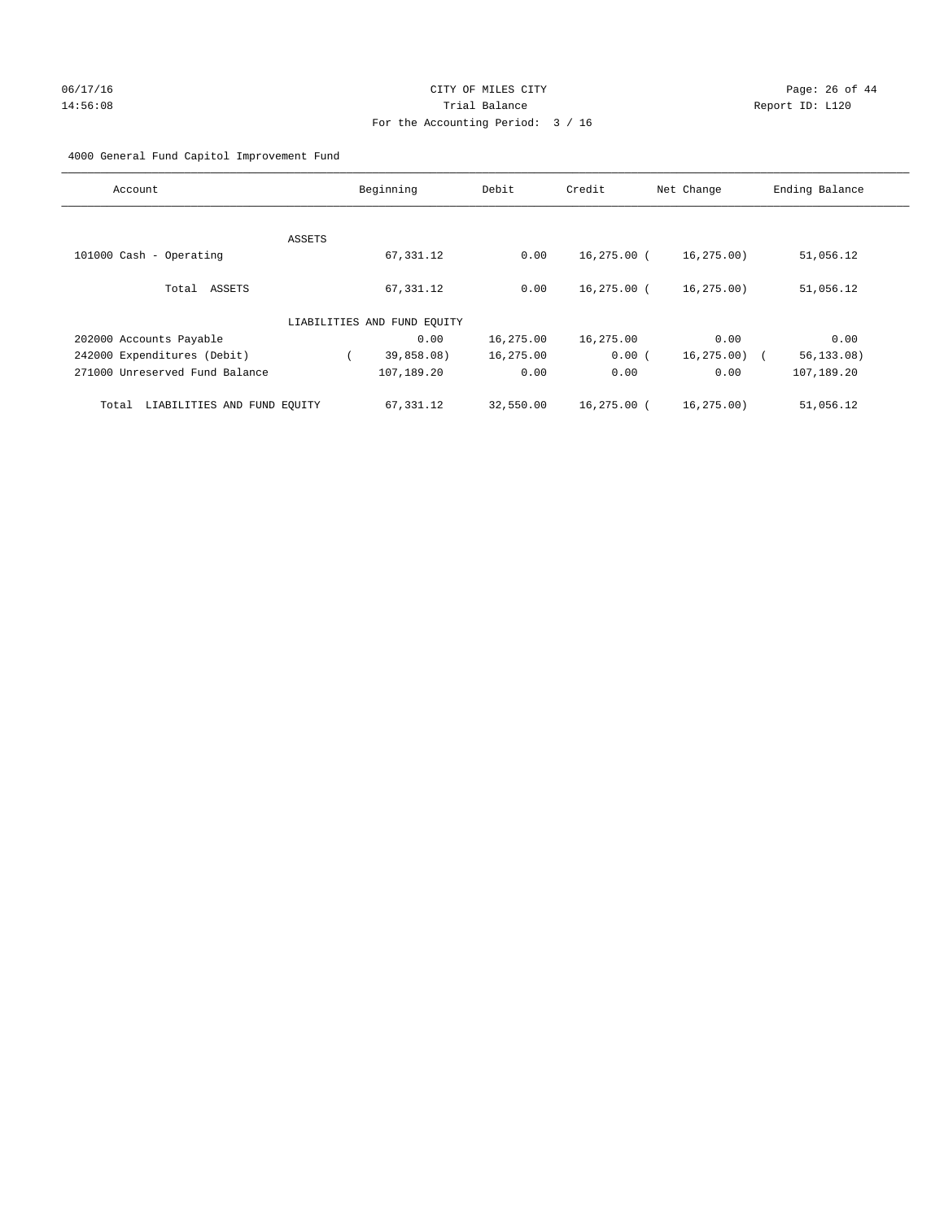CITY OF MILES CITY

Trial Balance

For the Accounting Period: 3 / 16

06/17/16 14:56:08 Report ID: L120

4000 General Fund Capitol Improvement Fund

| Account | Beginning | Debit | Credit | Net Change | Ending Balance |
|---|---|---|---|---|---|
| ASSETS | | | | | |
| 101000 Cash - Operating | 67,331.12 | 0.00 | 16,275.00 | ( 16,275.00) | 51,056.12 |
| Total ASSETS | 67,331.12 | 0.00 | 16,275.00 | ( 16,275.00) | 51,056.12 |
| LIABILITIES AND FUND EQUITY | | | | | |
| 202000 Accounts Payable | 0.00 | 16,275.00 | 16,275.00 | 0.00 | 0.00 |
| 242000 Expenditures (Debit) | ( 39,858.08) | 16,275.00 | 0.00 | ( 16,275.00) | ( 56,133.08) |
| 271000 Unreserved Fund Balance | 107,189.20 | 0.00 | 0.00 | 0.00 | 107,189.20 |
| Total LIABILITIES AND FUND EQUITY | 67,331.12 | 32,550.00 | 16,275.00 | ( 16,275.00) | 51,056.12 |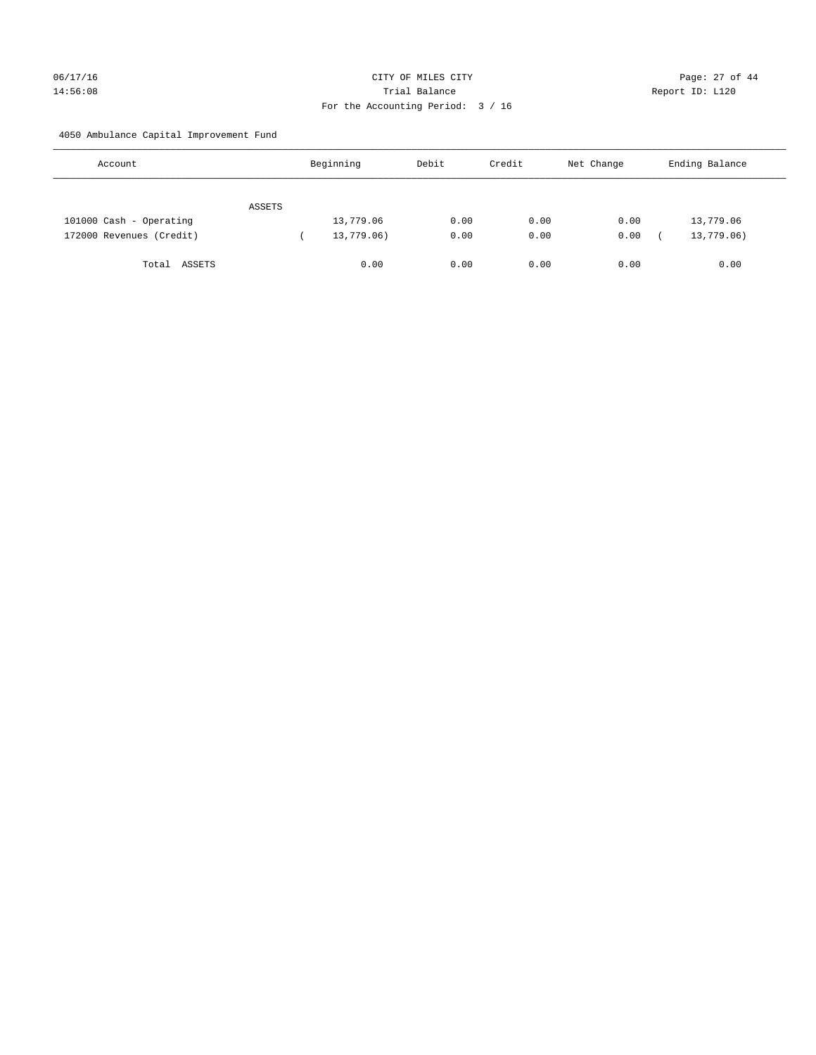CITY OF MILES CITY

Trial Balance

Report ID: L120

For the Accounting Period: 3 / 16

4050 Ambulance Capital Improvement Fund

| Account | Beginning | Debit | Credit | Net Change | Ending Balance |
|---|---|---|---|---|---|
| ASSETS | | | | | |
| 101000 Cash - Operating | 13,779.06 | 0.00 | 0.00 | 0.00 | 13,779.06 |
| 172000 Revenues (Credit) | ( 13,779.06) | 0.00 | 0.00 | 0.00 | ( 13,779.06) |
| Total ASSETS | 0.00 | 0.00 | 0.00 | 0.00 | 0.00 |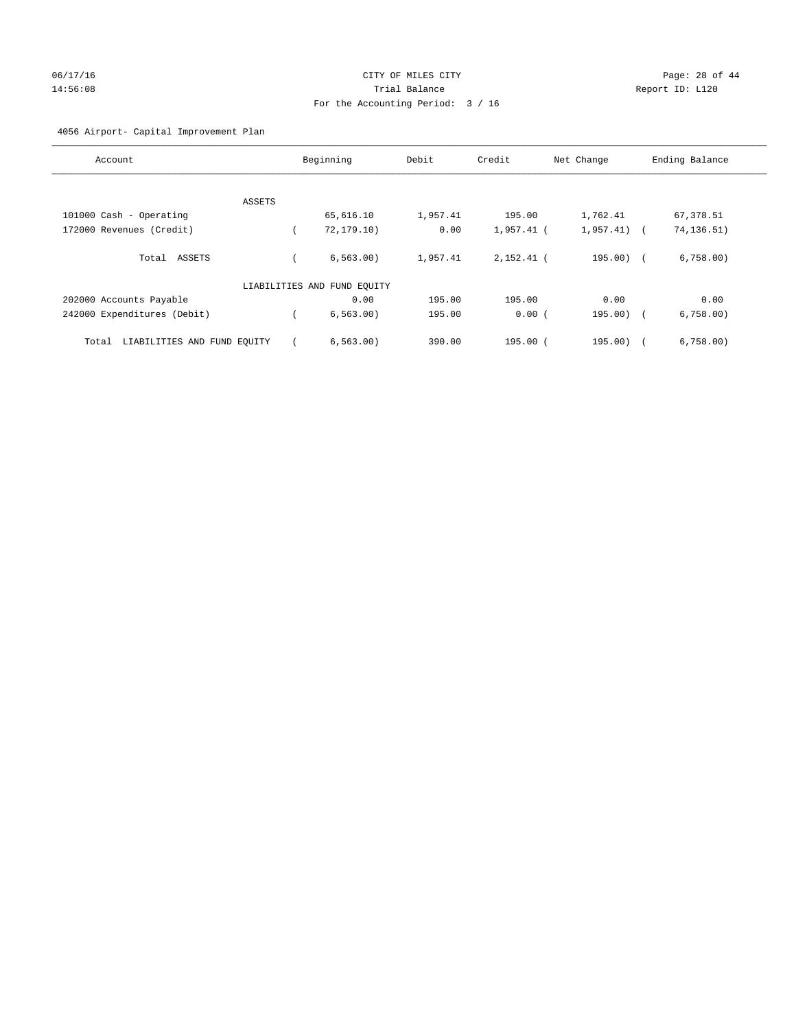CITY OF MILES CITY
Trial Balance
For the Accounting Period: 3 / 16

06/17/16
14:56:08

Report ID: L120

4056 Airport- Capital Improvement Plan

| Account | Beginning | Debit | Credit | Net Change | Ending Balance |
|---|---|---|---|---|---|
| ASSETS | | | | | |
| 101000 Cash - Operating | 65,616.10 | 1,957.41 | 195.00 | 1,762.41 | 67,378.51 |
| 172000 Revenues (Credit) | ( 72,179.10) | 0.00 | 1,957.41 | ( 1,957.41) | ( 74,136.51) |
| Total ASSETS | ( 6,563.00) | 1,957.41 | 2,152.41 | ( 195.00) | ( 6,758.00) |
| LIABILITIES AND FUND EQUITY | | | | | |
| 202000 Accounts Payable | 0.00 | 195.00 | 195.00 | 0.00 | 0.00 |
| 242000 Expenditures (Debit) | ( 6,563.00) | 195.00 | 0.00 | ( 195.00) | ( 6,758.00) |
| Total LIABILITIES AND FUND EQUITY | ( 6,563.00) | 390.00 | 195.00 | ( 195.00) | ( 6,758.00) |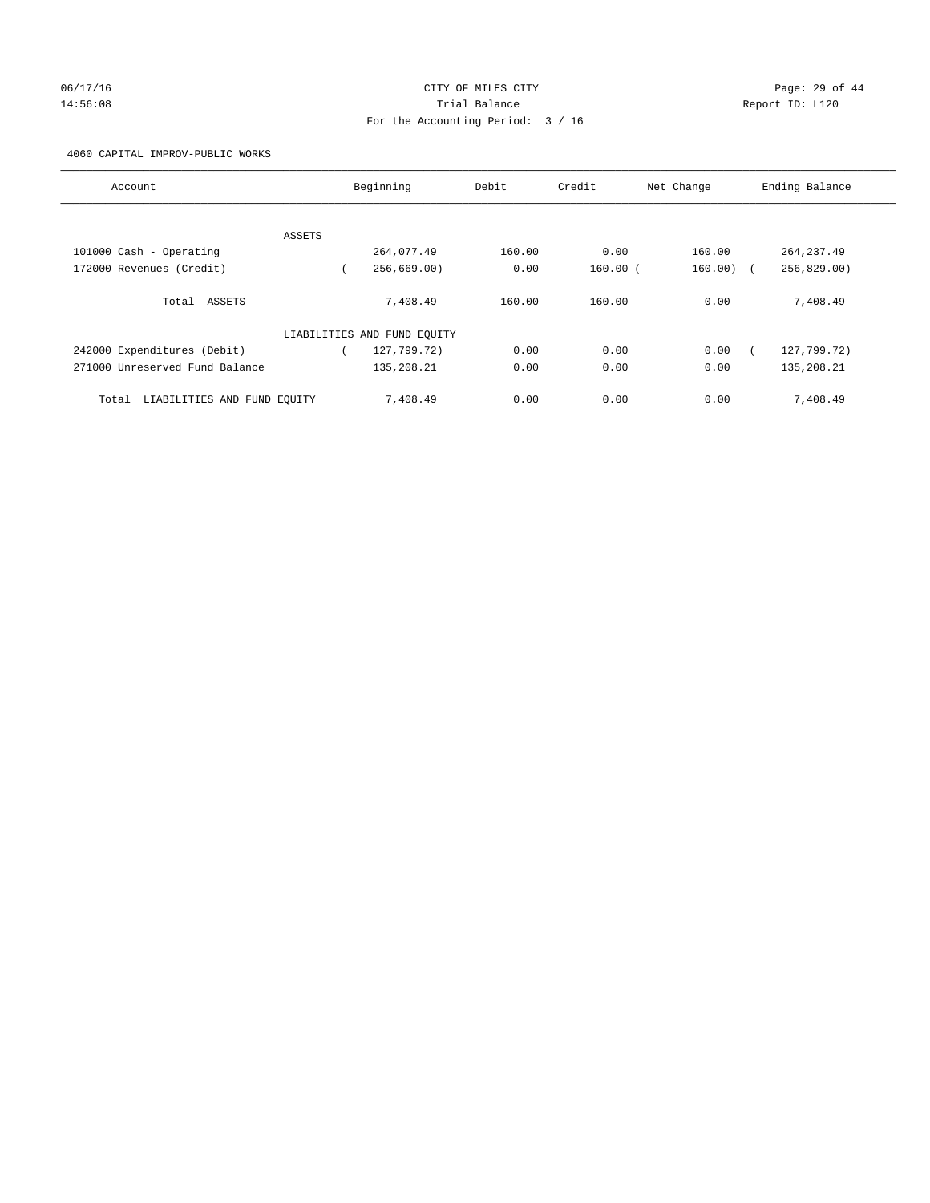CITY OF MILES CITY
Trial Balance
For the Accounting Period: 3 / 16

06/17/16
14:56:08

Report ID: L120

4060 CAPITAL IMPROV-PUBLIC WORKS

| Account | Beginning | Debit | Credit | Net Change | Ending Balance |
|---|---|---|---|---|---|
| ASSETS | | | | | |
| 101000 Cash - Operating | 264,077.49 | 160.00 | 0.00 | 160.00 | 264,237.49 |
| 172000 Revenues (Credit) | ( 256,669.00) | 0.00 | 160.00 | ( 160.00) | ( 256,829.00) |
| Total ASSETS | 7,408.49 | 160.00 | 160.00 | 0.00 | 7,408.49 |
| LIABILITIES AND FUND EQUITY | | | | | |
| 242000 Expenditures (Debit) | ( 127,799.72) | 0.00 | 0.00 | 0.00 | ( 127,799.72) |
| 271000 Unreserved Fund Balance | 135,208.21 | 0.00 | 0.00 | 0.00 | 135,208.21 |
| Total LIABILITIES AND FUND EQUITY | 7,408.49 | 0.00 | 0.00 | 0.00 | 7,408.49 |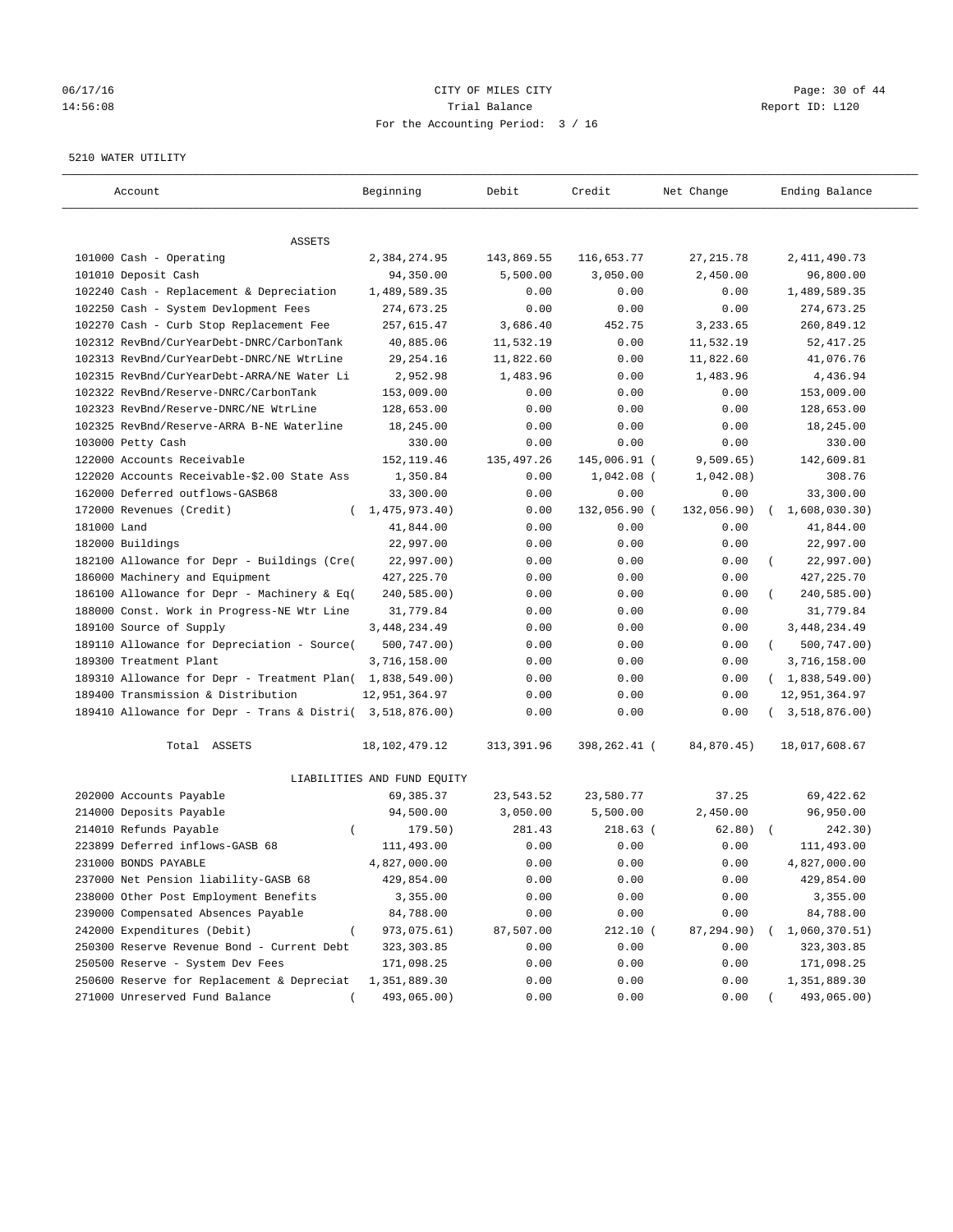CITY OF MILES CITY
Trial Balance
For the Accounting Period: 3 / 16

06/17/16
14:56:08

Report ID: L120

5210 WATER UTILITY

| Account | Beginning | Debit | Credit | Net Change | Ending Balance |
|---|---|---|---|---|---|
| ASSETS | | | | | |
| 101000 Cash - Operating | 2,384,274.95 | 143,869.55 | 116,653.77 | 27,215.78 | 2,411,490.73 |
| 101010 Deposit Cash | 94,350.00 | 5,500.00 | 3,050.00 | 2,450.00 | 96,800.00 |
| 102240 Cash - Replacement & Depreciation | 1,489,589.35 | 0.00 | 0.00 | 0.00 | 1,489,589.35 |
| 102250 Cash - System Devlopment Fees | 274,673.25 | 0.00 | 0.00 | 0.00 | 274,673.25 |
| 102270 Cash - Curb Stop Replacement Fee | 257,615.47 | 3,686.40 | 452.75 | 3,233.65 | 260,849.12 |
| 102312 RevBnd/CurYearDebt-DNRC/CarbonTank | 40,885.06 | 11,532.19 | 0.00 | 11,532.19 | 52,417.25 |
| 102313 RevBnd/CurYearDebt-DNRC/NE WtrLine | 29,254.16 | 11,822.60 | 0.00 | 11,822.60 | 41,076.76 |
| 102315 RevBnd/CurYearDebt-ARRA/NE Water Li | 2,952.98 | 1,483.96 | 0.00 | 1,483.96 | 4,436.94 |
| 102322 RevBnd/Reserve-DNRC/CarbonTank | 153,009.00 | 0.00 | 0.00 | 0.00 | 153,009.00 |
| 102323 RevBnd/Reserve-DNRC/NE WtrLine | 128,653.00 | 0.00 | 0.00 | 0.00 | 128,653.00 |
| 102325 RevBnd/Reserve-ARRA B-NE Waterline | 18,245.00 | 0.00 | 0.00 | 0.00 | 18,245.00 |
| 103000 Petty Cash | 330.00 | 0.00 | 0.00 | 0.00 | 330.00 |
| 122000 Accounts Receivable | 152,119.46 | 135,497.26 | 145,006.91 | ( 9,509.65) | 142,609.81 |
| 122020 Accounts Receivable-$2.00 State Ass | 1,350.84 | 0.00 | 1,042.08 | ( 1,042.08) | 308.76 |
| 162000 Deferred outflows-GASB68 | 33,300.00 | 0.00 | 0.00 | 0.00 | 33,300.00 |
| 172000 Revenues (Credit) | ( 1,475,973.40) | 0.00 | 132,056.90 | ( 132,056.90) | ( 1,608,030.30) |
| 181000 Land | 41,844.00 | 0.00 | 0.00 | 0.00 | 41,844.00 |
| 182000 Buildings | 22,997.00 | 0.00 | 0.00 | 0.00 | 22,997.00 |
| 182100 Allowance for Depr - Buildings (Cre( | 22,997.00) | 0.00 | 0.00 | 0.00 | ( 22,997.00) |
| 186000 Machinery and Equipment | 427,225.70 | 0.00 | 0.00 | 0.00 | 427,225.70 |
| 186100 Allowance for Depr - Machinery & Eq( | 240,585.00) | 0.00 | 0.00 | 0.00 | ( 240,585.00) |
| 188000 Const. Work in Progress-NE Wtr Line | 31,779.84 | 0.00 | 0.00 | 0.00 | 31,779.84 |
| 189100 Source of Supply | 3,448,234.49 | 0.00 | 0.00 | 0.00 | 3,448,234.49 |
| 189110 Allowance for Depreciation - Source( | 500,747.00) | 0.00 | 0.00 | 0.00 | ( 500,747.00) |
| 189300 Treatment Plant | 3,716,158.00 | 0.00 | 0.00 | 0.00 | 3,716,158.00 |
| 189310 Allowance for Depr - Treatment Plan( | 1,838,549.00) | 0.00 | 0.00 | 0.00 | ( 1,838,549.00) |
| 189400 Transmission & Distribution | 12,951,364.97 | 0.00 | 0.00 | 0.00 | 12,951,364.97 |
| 189410 Allowance for Depr - Trans & Distri( | 3,518,876.00) | 0.00 | 0.00 | 0.00 | ( 3,518,876.00) |
| Total ASSETS | 18,102,479.12 | 313,391.96 | 398,262.41 | ( 84,870.45) | 18,017,608.67 |
| LIABILITIES AND FUND EQUITY | | | | | |
| 202000 Accounts Payable | 69,385.37 | 23,543.52 | 23,580.77 | 37.25 | 69,422.62 |
| 214000 Deposits Payable | 94,500.00 | 3,050.00 | 5,500.00 | 2,450.00 | 96,950.00 |
| 214010 Refunds Payable | ( 179.50) | 281.43 | 218.63 | ( 62.80) | ( 242.30) |
| 223899 Deferred inflows-GASB 68 | 111,493.00 | 0.00 | 0.00 | 0.00 | 111,493.00 |
| 231000 BONDS PAYABLE | 4,827,000.00 | 0.00 | 0.00 | 0.00 | 4,827,000.00 |
| 237000 Net Pension liability-GASB 68 | 429,854.00 | 0.00 | 0.00 | 0.00 | 429,854.00 |
| 238000 Other Post Employment Benefits | 3,355.00 | 0.00 | 0.00 | 0.00 | 3,355.00 |
| 239000 Compensated Absences Payable | 84,788.00 | 0.00 | 0.00 | 0.00 | 84,788.00 |
| 242000 Expenditures (Debit) | ( 973,075.61) | 87,507.00 | 212.10 | ( 87,294.90) | ( 1,060,370.51) |
| 250300 Reserve Revenue Bond - Current Debt | 323,303.85 | 0.00 | 0.00 | 0.00 | 323,303.85 |
| 250500 Reserve - System Dev Fees | 171,098.25 | 0.00 | 0.00 | 0.00 | 171,098.25 |
| 250600 Reserve for Replacement & Depreciat | 1,351,889.30 | 0.00 | 0.00 | 0.00 | 1,351,889.30 |
| 271000 Unreserved Fund Balance | ( 493,065.00) | 0.00 | 0.00 | 0.00 | ( 493,065.00) |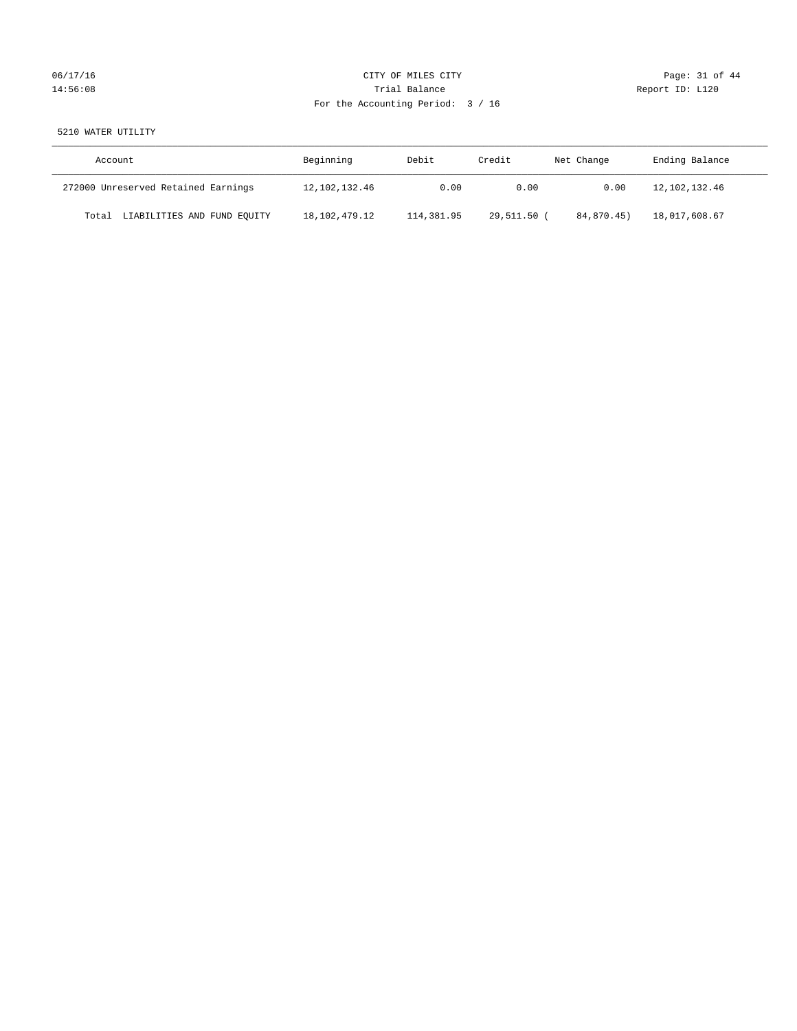CITY OF MILES CITY
Trial Balance
For the Accounting Period: 3 / 16

5210 WATER UTILITY

| Account | Beginning | Debit | Credit | Net Change | Ending Balance |
|---|---|---|---|---|---|
| 272000 Unreserved Retained Earnings | 12,102,132.46 | 0.00 | 0.00 | 0.00 | 12,102,132.46 |
| Total LIABILITIES AND FUND EQUITY | 18,102,479.12 | 114,381.95 | 29,511.50 | ( 84,870.45) | 18,017,608.67 |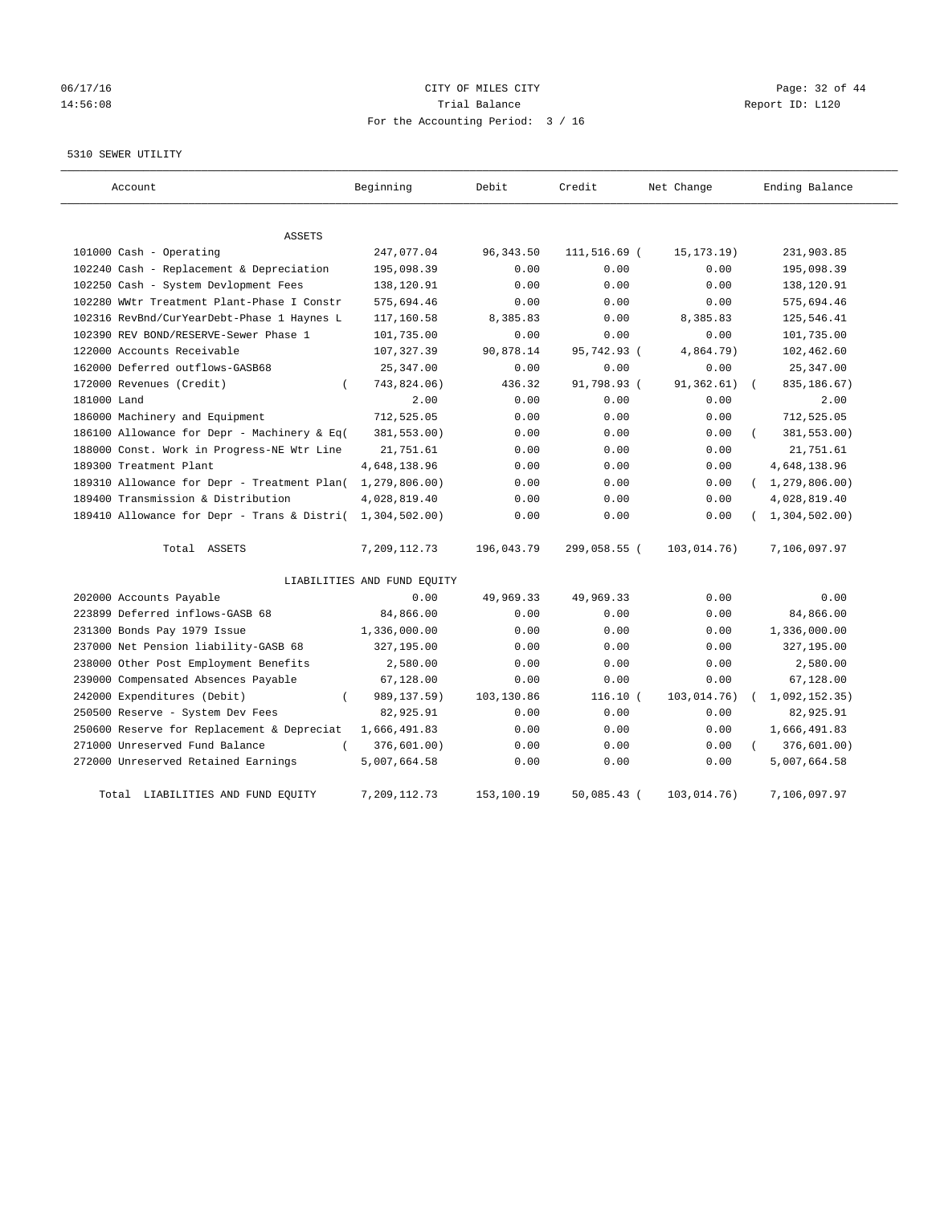06/17/16 CITY OF MILES CITY
14:56:08 Trial Balance Report ID: L120
For the Accounting Period: 3 / 16

5310 SEWER UTILITY

| Account | Beginning | Debit | Credit | Net Change | Ending Balance |
|---|---|---|---|---|---|
| **ASSETS** | | | | | |
| 101000 Cash - Operating | 247,077.04 | 96,343.50 | 111,516.69 | ( 15,173.19) | 231,903.85 |
| 102240 Cash - Replacement & Depreciation | 195,098.39 | 0.00 | 0.00 | 0.00 | 195,098.39 |
| 102250 Cash - System Devlopment Fees | 138,120.91 | 0.00 | 0.00 | 0.00 | 138,120.91 |
| 102280 WWtr Treatment Plant-Phase I Constr | 575,694.46 | 0.00 | 0.00 | 0.00 | 575,694.46 |
| 102316 RevBnd/CurYearDebt-Phase 1 Haynes L | 117,160.58 | 8,385.83 | 0.00 | 8,385.83 | 125,546.41 |
| 102390 REV BOND/RESERVE-Sewer Phase 1 | 101,735.00 | 0.00 | 0.00 | 0.00 | 101,735.00 |
| 122000 Accounts Receivable | 107,327.39 | 90,878.14 | 95,742.93 | ( 4,864.79) | 102,462.60 |
| 162000 Deferred outflows-GASB68 | 25,347.00 | 0.00 | 0.00 | 0.00 | 25,347.00 |
| 172000 Revenues (Credit) | ( 743,824.06) | 436.32 | 91,798.93 | ( 91,362.61) | ( 835,186.67) |
| 181000 Land | 2.00 | 0.00 | 0.00 | 0.00 | 2.00 |
| 186000 Machinery and Equipment | 712,525.05 | 0.00 | 0.00 | 0.00 | 712,525.05 |
| 186100 Allowance for Depr - Machinery & Eq | ( 381,553.00) | 0.00 | 0.00 | 0.00 | ( 381,553.00) |
| 188000 Const. Work in Progress-NE Wtr Line | 21,751.61 | 0.00 | 0.00 | 0.00 | 21,751.61 |
| 189300 Treatment Plant | 4,648,138.96 | 0.00 | 0.00 | 0.00 | 4,648,138.96 |
| 189310 Allowance for Depr - Treatment Plan | ( 1,279,806.00) | 0.00 | 0.00 | 0.00 | ( 1,279,806.00) |
| 189400 Transmission & Distribution | 4,028,819.40 | 0.00 | 0.00 | 0.00 | 4,028,819.40 |
| 189410 Allowance for Depr - Trans & Distri | ( 1,304,502.00) | 0.00 | 0.00 | 0.00 | ( 1,304,502.00) |
| Total ASSETS | 7,209,112.73 | 196,043.79 | 299,058.55 | ( 103,014.76) | 7,106,097.97 |
| **LIABILITIES AND FUND EQUITY** | | | | | |
| 202000 Accounts Payable | 0.00 | 49,969.33 | 49,969.33 | 0.00 | 0.00 |
| 223899 Deferred inflows-GASB 68 | 84,866.00 | 0.00 | 0.00 | 0.00 | 84,866.00 |
| 231300 Bonds Pay 1979 Issue | 1,336,000.00 | 0.00 | 0.00 | 0.00 | 1,336,000.00 |
| 237000 Net Pension liability-GASB 68 | 327,195.00 | 0.00 | 0.00 | 0.00 | 327,195.00 |
| 238000 Other Post Employment Benefits | 2,580.00 | 0.00 | 0.00 | 0.00 | 2,580.00 |
| 239000 Compensated Absences Payable | 67,128.00 | 0.00 | 0.00 | 0.00 | 67,128.00 |
| 242000 Expenditures (Debit) | ( 989,137.59) | 103,130.86 | 116.10 | ( 103,014.76) | ( 1,092,152.35) |
| 250500 Reserve - System Dev Fees | 82,925.91 | 0.00 | 0.00 | 0.00 | 82,925.91 |
| 250600 Reserve for Replacement & Depreciat | 1,666,491.83 | 0.00 | 0.00 | 0.00 | 1,666,491.83 |
| 271000 Unreserved Fund Balance | ( 376,601.00) | 0.00 | 0.00 | 0.00 | ( 376,601.00) |
| 272000 Unreserved Retained Earnings | 5,007,664.58 | 0.00 | 0.00 | 0.00 | 5,007,664.58 |
| Total LIABILITIES AND FUND EQUITY | 7,209,112.73 | 153,100.19 | 50,085.43 | ( 103,014.76) | 7,106,097.97 |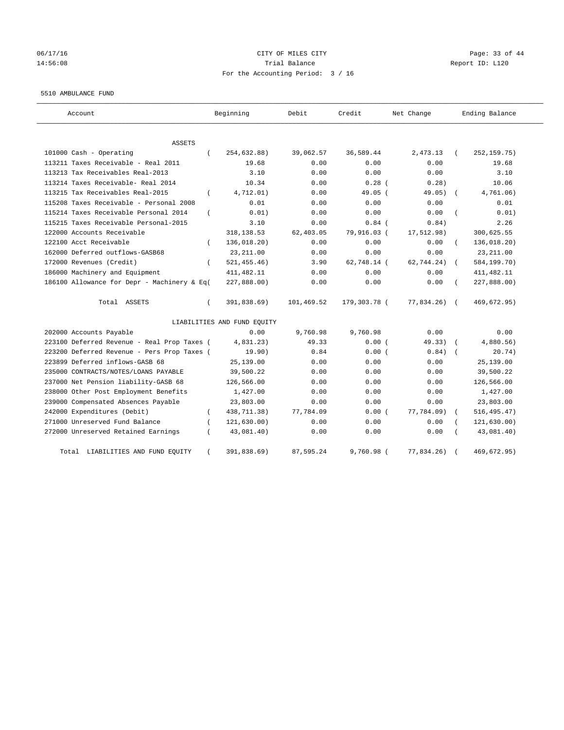CITY OF MILES CITY

Trial Balance

For the Accounting Period: 3 / 16

06/17/16 14:56:08

Report ID: L120

5510 AMBULANCE FUND

| Account | Beginning | Debit | Credit | Net Change | Ending Balance |
|---|---|---|---|---|---|
| ASSETS | | | | | |
| 101000 Cash - Operating | ( 254,632.88) | 39,062.57 | 36,589.44 | 2,473.13 | ( 252,159.75) |
| 113211 Taxes Receivable - Real 2011 | 19.68 | 0.00 | 0.00 | 0.00 | 19.68 |
| 113213 Tax Receivables Real-2013 | 3.10 | 0.00 | 0.00 | 0.00 | 3.10 |
| 113214 Taxes Receivable- Real 2014 | 10.34 | 0.00 | 0.28 | ( 0.28) | 10.06 |
| 113215 Tax Receivables Real-2015 | ( 4,712.01) | 0.00 | 49.05 | ( 49.05) | ( 4,761.06) |
| 115208 Taxes Receivable - Personal 2008 | 0.01 | 0.00 | 0.00 | 0.00 | 0.01 |
| 115214 Taxes Receivable Personal 2014 | ( 0.01) | 0.00 | 0.00 | 0.00 | ( 0.01) |
| 115215 Taxes Receivable Personal-2015 | 3.10 | 0.00 | 0.84 | ( 0.84) | 2.26 |
| 122000 Accounts Receivable | 318,138.53 | 62,403.05 | 79,916.03 | ( 17,512.98) | 300,625.55 |
| 122100 Acct Receivable | ( 136,018.20) | 0.00 | 0.00 | 0.00 | ( 136,018.20) |
| 162000 Deferred outflows-GASB68 | 23,211.00 | 0.00 | 0.00 | 0.00 | 23,211.00 |
| 172000 Revenues (Credit) | ( 521,455.46) | 3.90 | 62,748.14 | ( 62,744.24) | ( 584,199.70) |
| 186000 Machinery and Equipment | 411,482.11 | 0.00 | 0.00 | 0.00 | 411,482.11 |
| 186100 Allowance for Depr - Machinery & Eq( | 227,888.00) | 0.00 | 0.00 | 0.00 | ( 227,888.00) |
| Total ASSETS | ( 391,838.69) | 101,469.52 | 179,303.78 | ( 77,834.26) | ( 469,672.95) |
| LIABILITIES AND FUND EQUITY | | | | | |
| 202000 Accounts Payable | 0.00 | 9,760.98 | 9,760.98 | 0.00 | 0.00 |
| 223100 Deferred Revenue - Real Prop Taxes ( | 4,831.23) | 49.33 | 0.00 | ( 49.33) | ( 4,880.56) |
| 223200 Deferred Revenue - Pers Prop Taxes ( | 19.90) | 0.84 | 0.00 | ( 0.84) | ( 20.74) |
| 223899 Deferred inflows-GASB 68 | 25,139.00 | 0.00 | 0.00 | 0.00 | 25,139.00 |
| 235000 CONTRACTS/NOTES/LOANS PAYABLE | 39,500.22 | 0.00 | 0.00 | 0.00 | 39,500.22 |
| 237000 Net Pension liability-GASB 68 | 126,566.00 | 0.00 | 0.00 | 0.00 | 126,566.00 |
| 238000 Other Post Employment Benefits | 1,427.00 | 0.00 | 0.00 | 0.00 | 1,427.00 |
| 239000 Compensated Absences Payable | 23,803.00 | 0.00 | 0.00 | 0.00 | 23,803.00 |
| 242000 Expenditures (Debit) | ( 438,711.38) | 77,784.09 | 0.00 | ( 77,784.09) | ( 516,495.47) |
| 271000 Unreserved Fund Balance | ( 121,630.00) | 0.00 | 0.00 | 0.00 | ( 121,630.00) |
| 272000 Unreserved Retained Earnings | ( 43,081.40) | 0.00 | 0.00 | 0.00 | ( 43,081.40) |
| Total LIABILITIES AND FUND EQUITY | ( 391,838.69) | 87,595.24 | 9,760.98 | ( 77,834.26) | ( 469,672.95) |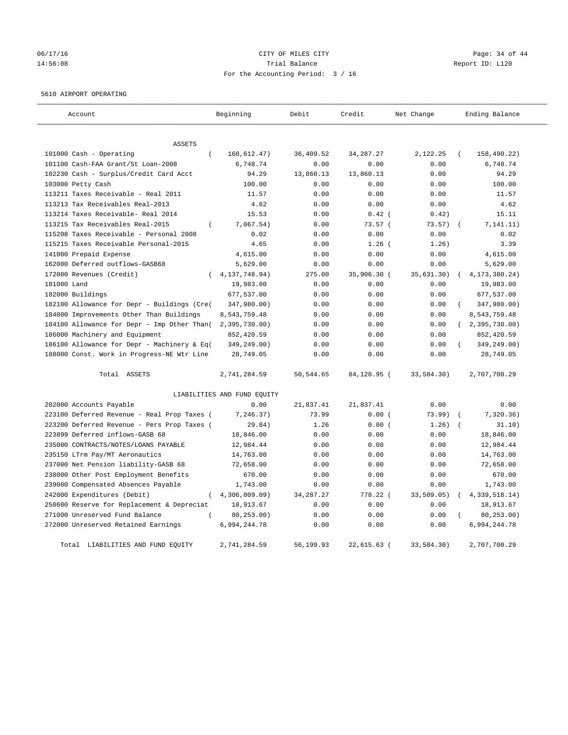CITY OF MILES CITY
Trial Balance
For the Accounting Period: 3 / 16

06/17/16
14:56:08

Report ID: L120

5610 AIRPORT OPERATING

| Account | Beginning | Debit | Credit | Net Change | Ending Balance |
|---|---|---|---|---|---|
| ASSETS | | | | | |
| 101000 Cash - Operating | ( 160,612.47) | 36,409.52 | 34,287.27 | 2,122.25 | ( 158,490.22) |
| 101100 Cash-FAA Grant/St Loan-2008 | 6,748.74 | 0.00 | 0.00 | 0.00 | 6,748.74 |
| 102230 Cash - Surplus/Credit Card Acct | 94.29 | 13,860.13 | 13,860.13 | 0.00 | 94.29 |
| 103000 Petty Cash | 100.00 | 0.00 | 0.00 | 0.00 | 100.00 |
| 113211 Taxes Receivable - Real 2011 | 11.57 | 0.00 | 0.00 | 0.00 | 11.57 |
| 113213 Tax Receivables Real-2013 | 4.62 | 0.00 | 0.00 | 0.00 | 4.62 |
| 113214 Taxes Receivable- Real 2014 | 15.53 | 0.00 | 0.42 | ( 0.42) | 15.11 |
| 113215 Tax Receivables Real-2015 | ( 7,067.54) | 0.00 | 73.57 | ( 73.57) | ( 7,141.11) |
| 115208 Taxes Receivable - Personal 2008 | 0.02 | 0.00 | 0.00 | 0.00 | 0.02 |
| 115215 Taxes Receivable Personal-2015 | 4.65 | 0.00 | 1.26 | ( 1.26) | 3.39 |
| 141000 Prepaid Expense | 4,615.00 | 0.00 | 0.00 | 0.00 | 4,615.00 |
| 162000 Deferred outflows-GASB68 | 5,629.00 | 0.00 | 0.00 | 0.00 | 5,629.00 |
| 172000 Revenues (Credit) | ( 4,137,748.94) | 275.00 | 35,906.30 | ( 35,631.30) | ( 4,173,380.24) |
| 181000 Land | 19,983.00 | 0.00 | 0.00 | 0.00 | 19,983.00 |
| 182000 Buildings | 677,537.00 | 0.00 | 0.00 | 0.00 | 677,537.00 |
| 182100 Allowance for Depr - Buildings (Cre( | 347,980.00) | 0.00 | 0.00 | 0.00 | ( 347,980.00) |
| 184000 Improvements Other Than Buildings | 8,543,759.48 | 0.00 | 0.00 | 0.00 | 8,543,759.48 |
| 184100 Allowance for Depr - Imp Other Than( | 2,395,730.00) | 0.00 | 0.00 | 0.00 | ( 2,395,730.00) |
| 186000 Machinery and Equipment | 852,420.59 | 0.00 | 0.00 | 0.00 | 852,420.59 |
| 186100 Allowance for Depr - Machinery & Eq( | 349,249.00) | 0.00 | 0.00 | 0.00 | ( 349,249.00) |
| 188000 Const. Work in Progress-NE Wtr Line | 28,749.05 | 0.00 | 0.00 | 0.00 | 28,749.05 |
| Total ASSETS | 2,741,284.59 | 50,544.65 | 84,128.95 | ( 33,584.30) | 2,707,700.29 |
| LIABILITIES AND FUND EQUITY | | | | | |
| 202000 Accounts Payable | 0.00 | 21,837.41 | 21,837.41 | 0.00 | 0.00 |
| 223100 Deferred Revenue - Real Prop Taxes ( | 7,246.37) | 73.99 | 0.00 | ( 73.99) | ( 7,320.36) |
| 223200 Deferred Revenue - Pers Prop Taxes ( | 29.84) | 1.26 | 0.00 | ( 1.26) | ( 31.10) |
| 223899 Deferred inflows-GASB 68 | 18,846.00 | 0.00 | 0.00 | 0.00 | 18,846.00 |
| 235000 CONTRACTS/NOTES/LOANS PAYABLE | 12,984.44 | 0.00 | 0.00 | 0.00 | 12,984.44 |
| 235150 LTrm Pay/MT Aeronautics | 14,763.00 | 0.00 | 0.00 | 0.00 | 14,763.00 |
| 237000 Net Pension liability-GASB 68 | 72,658.00 | 0.00 | 0.00 | 0.00 | 72,658.00 |
| 238000 Other Post Employment Benefits | 670.00 | 0.00 | 0.00 | 0.00 | 670.00 |
| 239000 Compensated Absences Payable | 1,743.00 | 0.00 | 0.00 | 0.00 | 1,743.00 |
| 242000 Expenditures (Debit) | ( 4,306,009.09) | 34,287.27 | 778.22 | ( 33,509.05) | ( 4,339,518.14) |
| 250600 Reserve for Replacement & Depreciat | 18,913.67 | 0.00 | 0.00 | 0.00 | 18,913.67 |
| 271000 Unreserved Fund Balance | ( 80,253.00) | 0.00 | 0.00 | 0.00 | ( 80,253.00) |
| 272000 Unreserved Retained Earnings | 6,994,244.78 | 0.00 | 0.00 | 0.00 | 6,994,244.78 |
| Total LIABILITIES AND FUND EQUITY | 2,741,284.59 | 56,199.93 | 22,615.63 | ( 33,584.30) | 2,707,700.29 |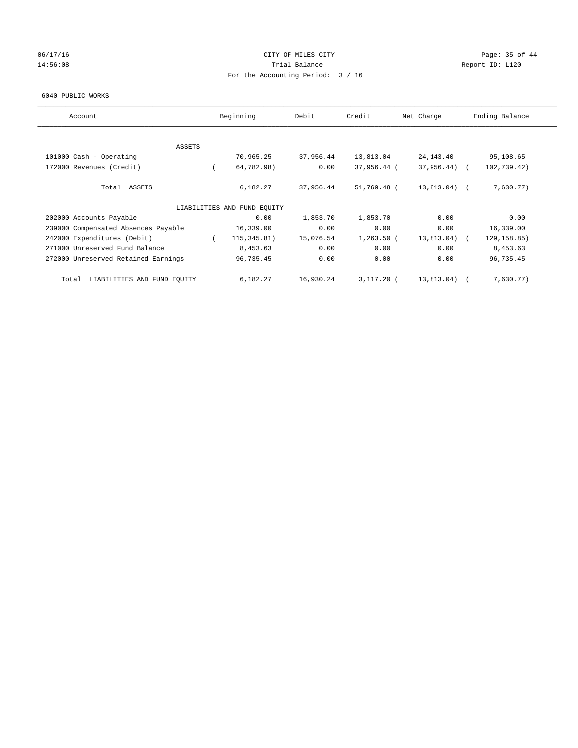CITY OF MILES CITY

Trial Balance

For the Accounting Period: 3 / 16

06/17/16 14:56:08 — Report ID: L120

6040 PUBLIC WORKS

| Account | Beginning | Debit | Credit | Net Change | Ending Balance |
|---|---|---|---|---|---|
| ASSETS | | | | | |
| 101000 Cash - Operating | 70,965.25 | 37,956.44 | 13,813.04 | 24,143.40 | 95,108.65 |
| 172000 Revenues (Credit) | ( 64,782.98) | 0.00 | 37,956.44 | ( 37,956.44) | ( 102,739.42) |
| Total ASSETS | 6,182.27 | 37,956.44 | 51,769.48 | ( 13,813.04) | ( 7,630.77) |
| LIABILITIES AND FUND EQUITY | | | | | |
| 202000 Accounts Payable | 0.00 | 1,853.70 | 1,853.70 | 0.00 | 0.00 |
| 239000 Compensated Absences Payable | 16,339.00 | 0.00 | 0.00 | 0.00 | 16,339.00 |
| 242000 Expenditures (Debit) | ( 115,345.81) | 15,076.54 | 1,263.50 | ( 13,813.04) | ( 129,158.85) |
| 271000 Unreserved Fund Balance | 8,453.63 | 0.00 | 0.00 | 0.00 | 8,453.63 |
| 272000 Unreserved Retained Earnings | 96,735.45 | 0.00 | 0.00 | 0.00 | 96,735.45 |
| Total LIABILITIES AND FUND EQUITY | 6,182.27 | 16,930.24 | 3,117.20 | ( 13,813.04) | ( 7,630.77) |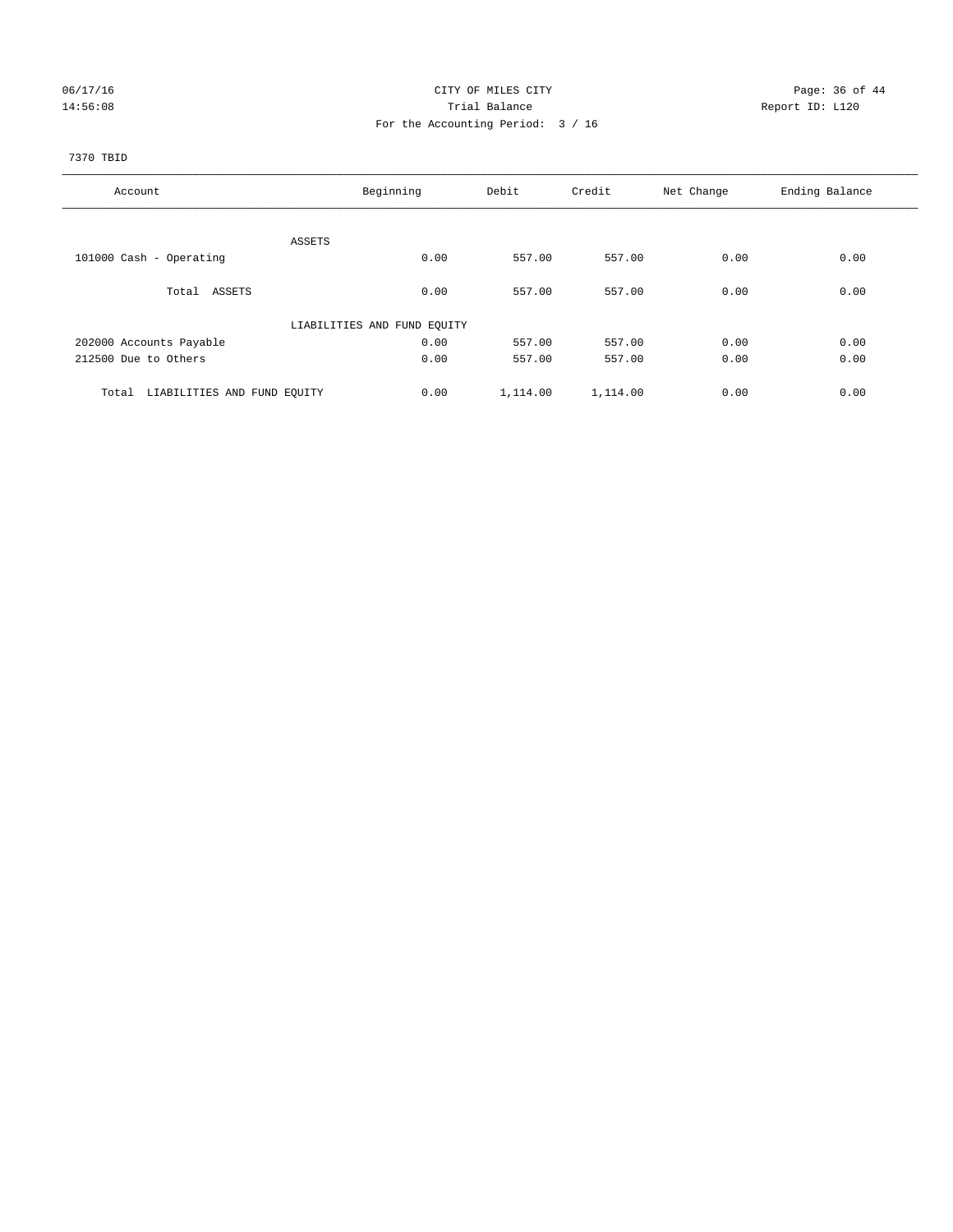CITY OF MILES CITY
Trial Balance
For the Accounting Period: 3 / 16

7370 TBID

| Account | Beginning | Debit | Credit | Net Change | Ending Balance |
|---|---|---|---|---|---|
| ASSETS | | | | | |
| 101000 Cash - Operating | 0.00 | 557.00 | 557.00 | 0.00 | 0.00 |
| Total ASSETS | 0.00 | 557.00 | 557.00 | 0.00 | 0.00 |
| LIABILITIES AND FUND EQUITY | | | | | |
| 202000 Accounts Payable | 0.00 | 557.00 | 557.00 | 0.00 | 0.00 |
| 212500 Due to Others | 0.00 | 557.00 | 557.00 | 0.00 | 0.00 |
| Total LIABILITIES AND FUND EQUITY | 0.00 | 1,114.00 | 1,114.00 | 0.00 | 0.00 |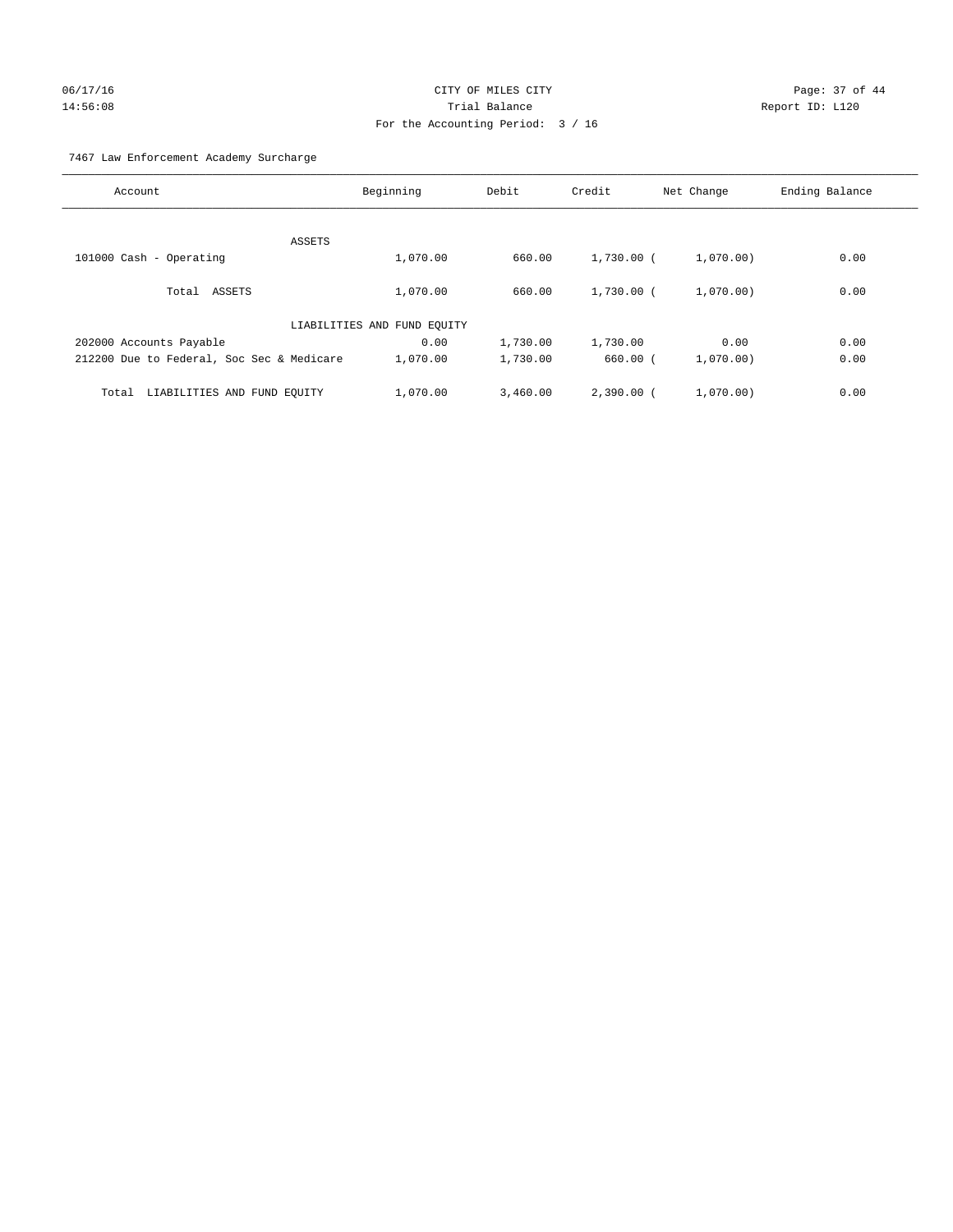CITY OF MILES CITY

Trial Balance

For the Accounting Period: 3 / 16

06/17/16 14:56:08 — Report ID: L120

7467 Law Enforcement Academy Surcharge

| Account | Beginning | Debit | Credit | Net Change | Ending Balance |
|---|---|---|---|---|---|
| ASSETS | | | | | |
| 101000 Cash - Operating | 1,070.00 | 660.00 | 1,730.00 | ( 1,070.00) | 0.00 |
| Total ASSETS | 1,070.00 | 660.00 | 1,730.00 | ( 1,070.00) | 0.00 |
| LIABILITIES AND FUND EQUITY | | | | | |
| 202000 Accounts Payable | 0.00 | 1,730.00 | 1,730.00 | 0.00 | 0.00 |
| 212200 Due to Federal, Soc Sec & Medicare | 1,070.00 | 1,730.00 | 660.00 | ( 1,070.00) | 0.00 |
| Total LIABILITIES AND FUND EQUITY | 1,070.00 | 3,460.00 | 2,390.00 | ( 1,070.00) | 0.00 |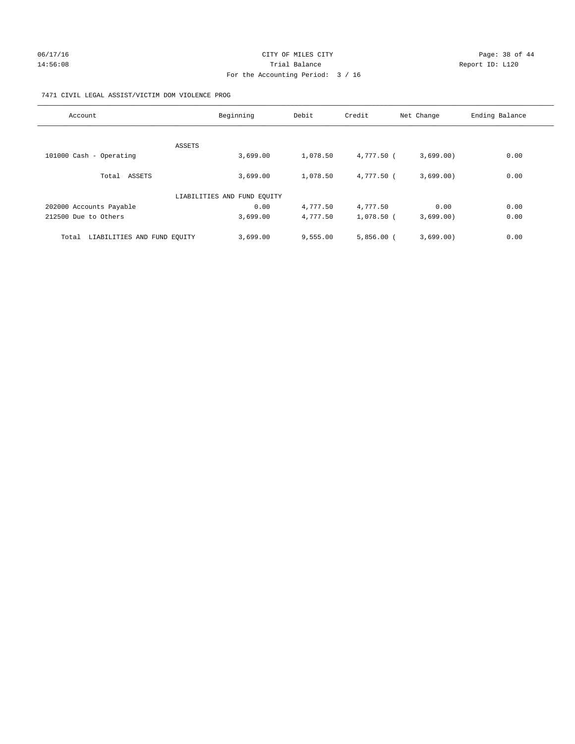CITY OF MILES CITY
Trial Balance
For the Accounting Period: 3 / 16

06/17/16
14:56:08

Report ID: L120

7471 CIVIL LEGAL ASSIST/VICTIM DOM VIOLENCE PROG

| Account | Beginning | Debit | Credit | Net Change | Ending Balance |
|---|---|---|---|---|---|
| ASSETS | | | | | |
| 101000 Cash - Operating | 3,699.00 | 1,078.50 | 4,777.50 | (3,699.00) | 0.00 |
| Total ASSETS | 3,699.00 | 1,078.50 | 4,777.50 | (3,699.00) | 0.00 |
| LIABILITIES AND FUND EQUITY | | | | | |
| 202000 Accounts Payable | 0.00 | 4,777.50 | 4,777.50 | 0.00 | 0.00 |
| 212500 Due to Others | 3,699.00 | 4,777.50 | 1,078.50 | (3,699.00) | 0.00 |
| Total LIABILITIES AND FUND EQUITY | 3,699.00 | 9,555.00 | 5,856.00 | (3,699.00) | 0.00 |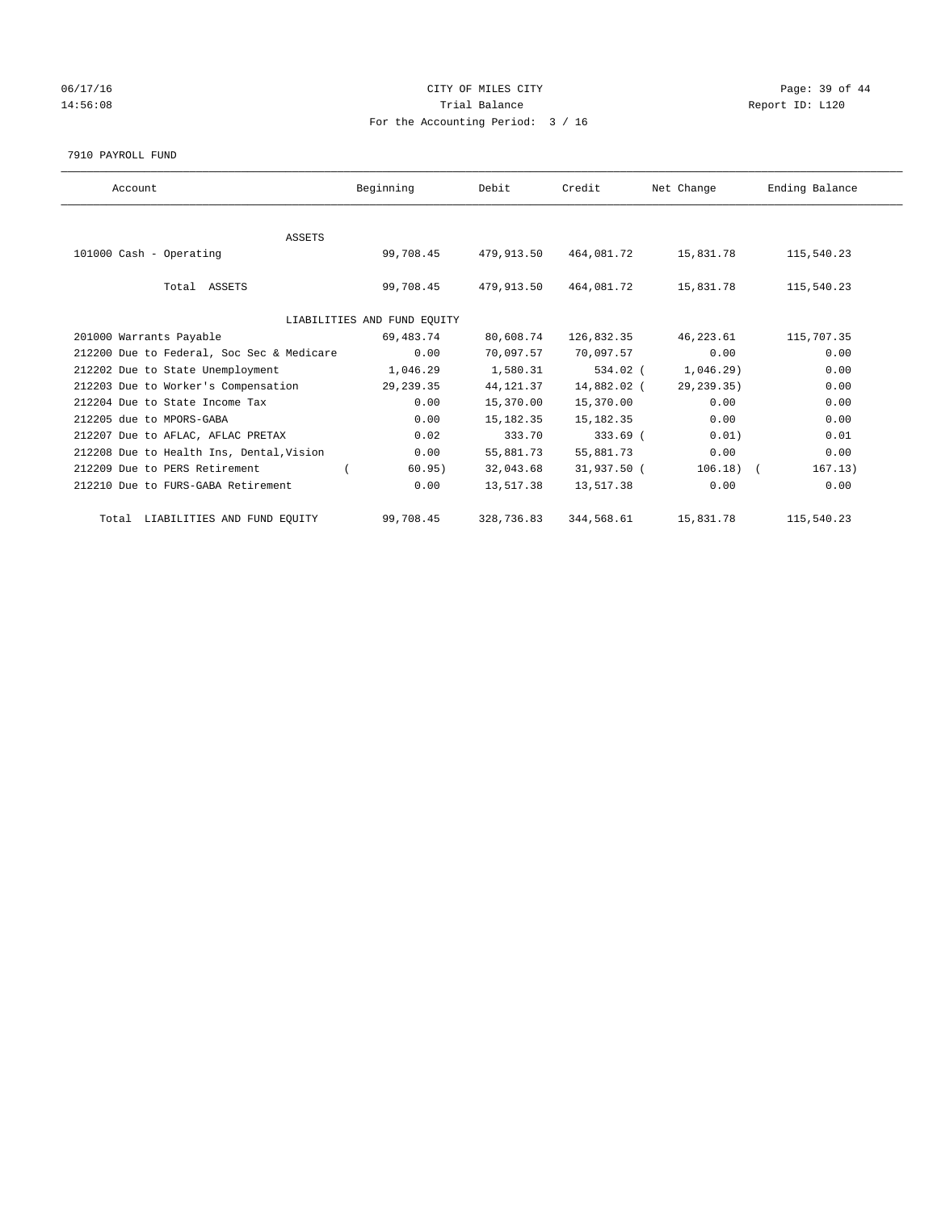CITY OF MILES CITY

Trial Balance

For the Accounting Period: 3 / 16

06/17/16 14:56:08 Report ID: L120

7910 PAYROLL FUND

| Account | Beginning | Debit | Credit | Net Change | Ending Balance |
|---|---|---|---|---|---|
| ASSETS | | | | | |
| 101000 Cash - Operating | 99,708.45 | 479,913.50 | 464,081.72 | 15,831.78 | 115,540.23 |
| Total ASSETS | 99,708.45 | 479,913.50 | 464,081.72 | 15,831.78 | 115,540.23 |
| LIABILITIES AND FUND EQUITY | | | | | |
| 201000 Warrants Payable | 69,483.74 | 80,608.74 | 126,832.35 | 46,223.61 | 115,707.35 |
| 212200 Due to Federal, Soc Sec & Medicare | 0.00 | 70,097.57 | 70,097.57 | 0.00 | 0.00 |
| 212202 Due to State Unemployment | 1,046.29 | 1,580.31 | 534.02 | ( 1,046.29) | 0.00 |
| 212203 Due to Worker's Compensation | 29,239.35 | 44,121.37 | 14,882.02 | ( 29,239.35) | 0.00 |
| 212204 Due to State Income Tax | 0.00 | 15,370.00 | 15,370.00 | 0.00 | 0.00 |
| 212205 due to MPORS-GABA | 0.00 | 15,182.35 | 15,182.35 | 0.00 | 0.00 |
| 212207 Due to AFLAC, AFLAC PRETAX | 0.02 | 333.70 | 333.69 | ( 0.01) | 0.01 |
| 212208 Due to Health Ins, Dental,Vision | 0.00 | 55,881.73 | 55,881.73 | 0.00 | 0.00 |
| 212209 Due to PERS Retirement | ( 60.95) | 32,043.68 | 31,937.50 | ( 106.18) | ( 167.13) |
| 212210 Due to FURS-GABA Retirement | 0.00 | 13,517.38 | 13,517.38 | 0.00 | 0.00 |
| Total LIABILITIES AND FUND EQUITY | 99,708.45 | 328,736.83 | 344,568.61 | 15,831.78 | 115,540.23 |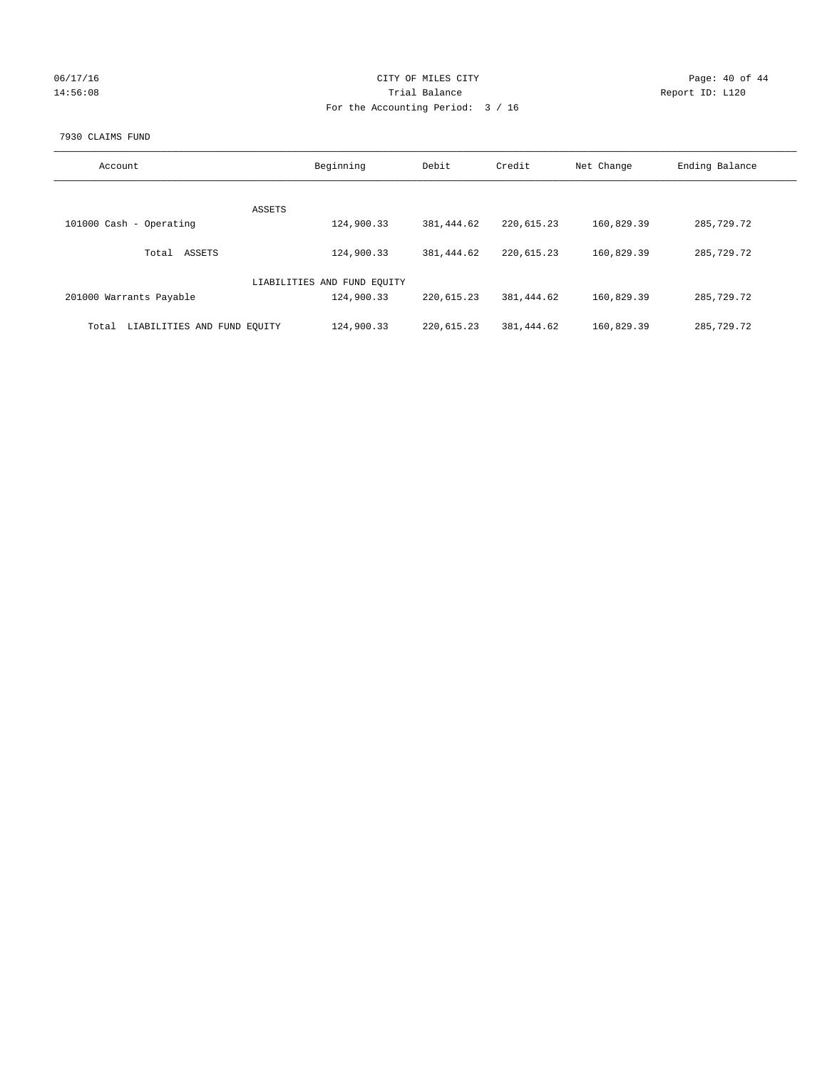CITY OF MILES CITY

Trial Balance

For the Accounting Period: 3 / 16

7930 CLAIMS FUND

| Account | Beginning | Debit | Credit | Net Change | Ending Balance |
|---|---|---|---|---|---|
| ASSETS | | | | | |
| 101000 Cash - Operating | 124,900.33 | 381,444.62 | 220,615.23 | 160,829.39 | 285,729.72 |
| Total ASSETS | 124,900.33 | 381,444.62 | 220,615.23 | 160,829.39 | 285,729.72 |
| LIABILITIES AND FUND EQUITY | | | | | |
| 201000 Warrants Payable | 124,900.33 | 220,615.23 | 381,444.62 | 160,829.39 | 285,729.72 |
| Total LIABILITIES AND FUND EQUITY | 124,900.33 | 220,615.23 | 381,444.62 | 160,829.39 | 285,729.72 |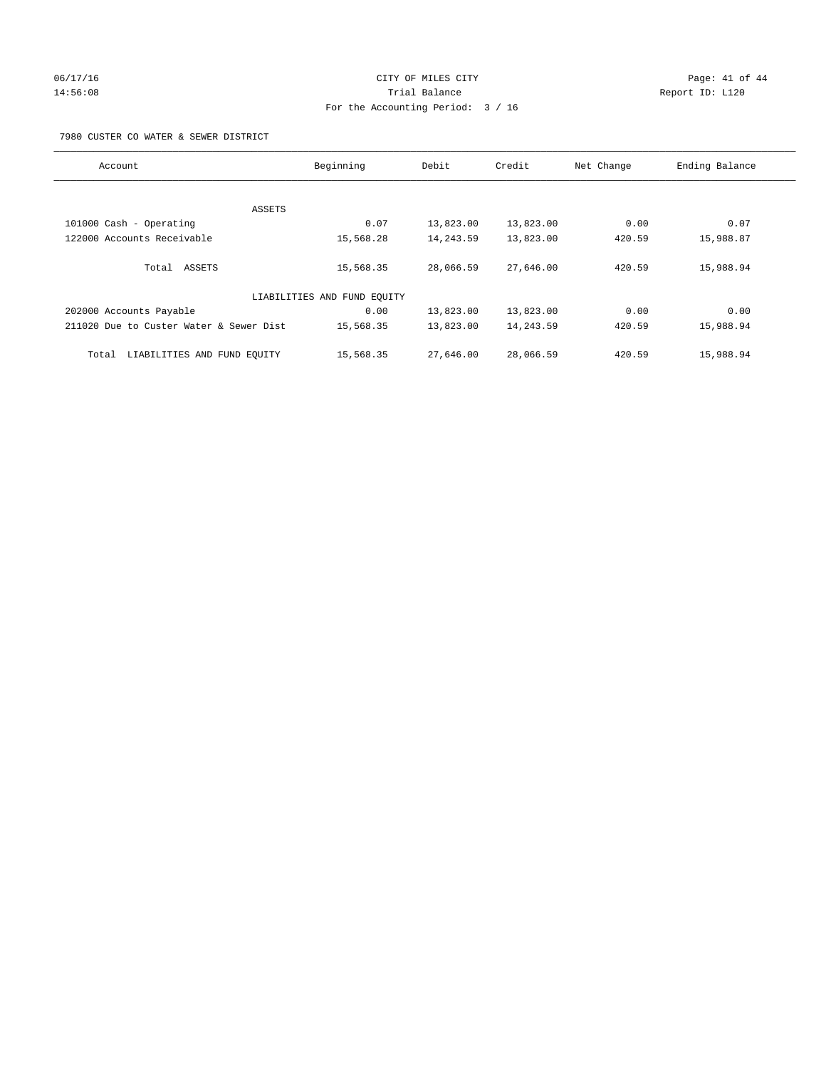CITY OF MILES CITY

Trial Balance

For the Accounting Period: 3 / 16

06/17/16 14:56:08 Report ID: L120

7980 CUSTER CO WATER & SEWER DISTRICT

| Account | Beginning | Debit | Credit | Net Change | Ending Balance |
|---|---|---|---|---|---|
| ASSETS | | | | | |
| 101000 Cash - Operating | 0.07 | 13,823.00 | 13,823.00 | 0.00 | 0.07 |
| 122000 Accounts Receivable | 15,568.28 | 14,243.59 | 13,823.00 | 420.59 | 15,988.87 |
| Total ASSETS | 15,568.35 | 28,066.59 | 27,646.00 | 420.59 | 15,988.94 |
| LIABILITIES AND FUND EQUITY | | | | | |
| 202000 Accounts Payable | 0.00 | 13,823.00 | 13,823.00 | 0.00 | 0.00 |
| 211020 Due to Custer Water & Sewer Dist | 15,568.35 | 13,823.00 | 14,243.59 | 420.59 | 15,988.94 |
| Total LIABILITIES AND FUND EQUITY | 15,568.35 | 27,646.00 | 28,066.59 | 420.59 | 15,988.94 |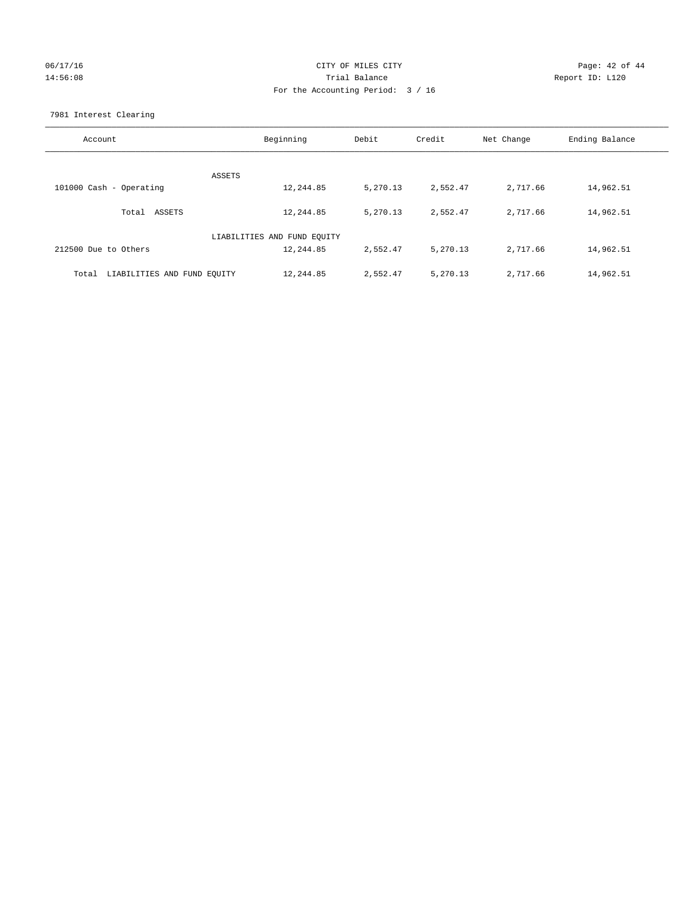CITY OF MILES CITY
Trial Balance
For the Accounting Period: 3 / 16

06/17/16
14:56:08

Report ID: L120

7981 Interest Clearing

| Account | Beginning | Debit | Credit | Net Change | Ending Balance |
|---|---|---|---|---|---|
| ASSETS | | | | | |
| 101000 Cash - Operating | 12,244.85 | 5,270.13 | 2,552.47 | 2,717.66 | 14,962.51 |
| Total ASSETS | 12,244.85 | 5,270.13 | 2,552.47 | 2,717.66 | 14,962.51 |
| LIABILITIES AND FUND EQUITY | | | | | |
| 212500 Due to Others | 12,244.85 | 2,552.47 | 5,270.13 | 2,717.66 | 14,962.51 |
| Total LIABILITIES AND FUND EQUITY | 12,244.85 | 2,552.47 | 5,270.13 | 2,717.66 | 14,962.51 |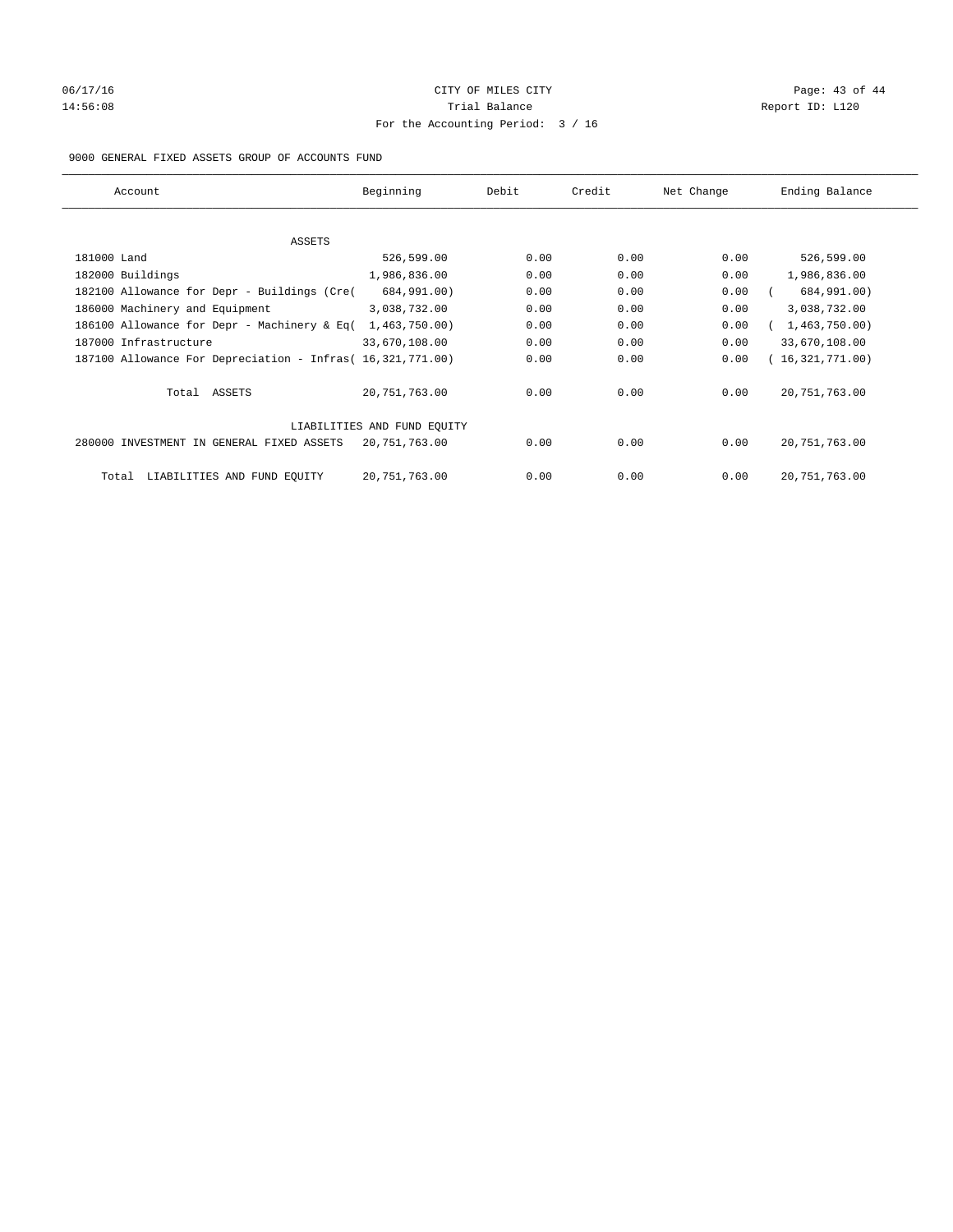CITY OF MILES CITY

Trial Balance

For the Accounting Period: 3 / 16

06/17/16
14:56:08

Report ID: L120

9000 GENERAL FIXED ASSETS GROUP OF ACCOUNTS FUND

| Account | Beginning | Debit | Credit | Net Change | Ending Balance |
|---|---|---|---|---|---|
| ASSETS | | | | | |
| 181000 Land | 526,599.00 | 0.00 | 0.00 | 0.00 | 526,599.00 |
| 182000 Buildings | 1,986,836.00 | 0.00 | 0.00 | 0.00 | 1,986,836.00 |
| 182100 Allowance for Depr - Buildings (Cre( | 684,991.00) | 0.00 | 0.00 | 0.00 | ( 684,991.00) |
| 186000 Machinery and Equipment | 3,038,732.00 | 0.00 | 0.00 | 0.00 | 3,038,732.00 |
| 186100 Allowance for Depr - Machinery & Eq( | 1,463,750.00) | 0.00 | 0.00 | 0.00 | ( 1,463,750.00) |
| 187000 Infrastructure | 33,670,108.00 | 0.00 | 0.00 | 0.00 | 33,670,108.00 |
| 187100 Allowance For Depreciation - Infras( | 16,321,771.00) | 0.00 | 0.00 | 0.00 | ( 16,321,771.00) |
| Total ASSETS | 20,751,763.00 | 0.00 | 0.00 | 0.00 | 20,751,763.00 |
| LIABILITIES AND FUND EQUITY | | | | | |
| 280000 INVESTMENT IN GENERAL FIXED ASSETS | 20,751,763.00 | 0.00 | 0.00 | 0.00 | 20,751,763.00 |
| Total LIABILITIES AND FUND EQUITY | 20,751,763.00 | 0.00 | 0.00 | 0.00 | 20,751,763.00 |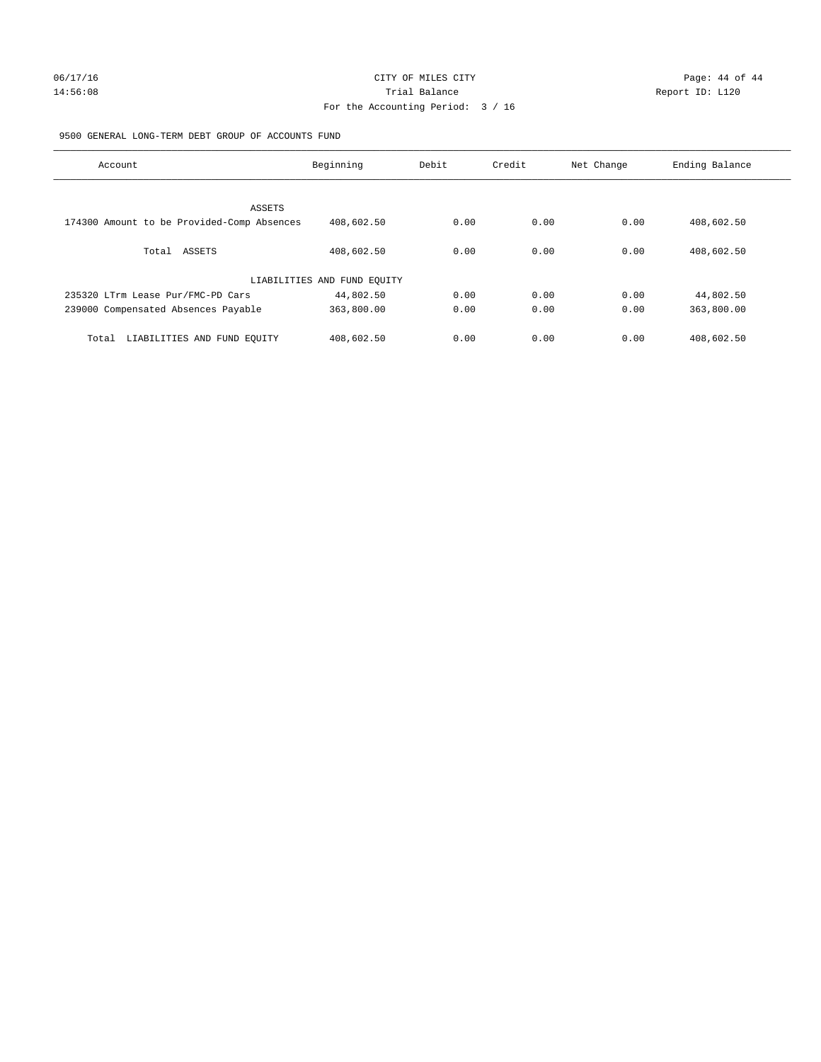CITY OF MILES CITY

Trial Balance

For the Accounting Period: 3 / 16

06/17/16 14:56:08 Report ID: L120

9500 GENERAL LONG-TERM DEBT GROUP OF ACCOUNTS FUND

| Account | Beginning | Debit | Credit | Net Change | Ending Balance |
|---|---|---|---|---|---|
| ASSETS | | | | | |
| 174300 Amount to be Provided-Comp Absences | 408,602.50 | 0.00 | 0.00 | 0.00 | 408,602.50 |
| Total ASSETS | 408,602.50 | 0.00 | 0.00 | 0.00 | 408,602.50 |
| LIABILITIES AND FUND EQUITY | | | | | |
| 235320 LTrm Lease Pur/FMC-PD Cars | 44,802.50 | 0.00 | 0.00 | 0.00 | 44,802.50 |
| 239000 Compensated Absences Payable | 363,800.00 | 0.00 | 0.00 | 0.00 | 363,800.00 |
| Total LIABILITIES AND FUND EQUITY | 408,602.50 | 0.00 | 0.00 | 0.00 | 408,602.50 |